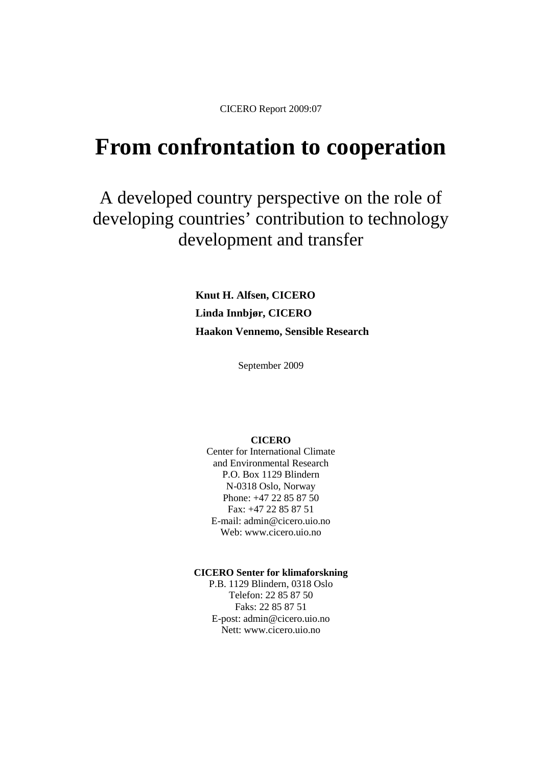CICERO Report 2009:07

# From confrontation to cooperation

## A developed country perspective on the role of developing countries' contribution to technology development and transfer

**Knut H. Alfsen, CICERO**

**Linda Innbjør, CICERO**

**Haakon Vennemo, Sensible Research**

September 2009

**CICERO**
Center for International Climate
and Environmental Research
P.O. Box 1129 Blindern
N-0318 Oslo, Norway
Phone: +47 22 85 87 50
Fax: +47 22 85 87 51
E-mail: admin@cicero.uio.no
Web: www.cicero.uio.no

**CICERO Senter for klimaforskning**
P.B. 1129 Blindern, 0318 Oslo
Telefon: 22 85 87 50
Faks: 22 85 87 51
E-post: admin@cicero.uio.no
Nett: www.cicero.uio.no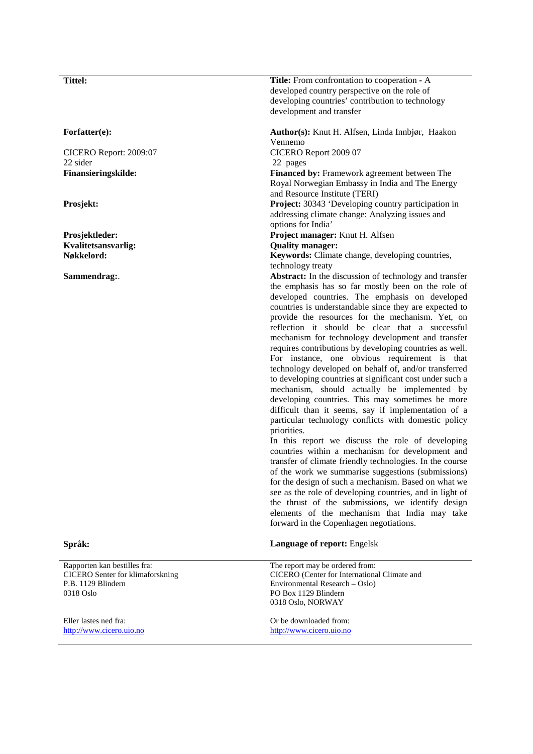| | |
|---|---|
| **Tittel:** | **Title:** From confrontation to cooperation - A developed country perspective on the role of developing countries' contribution to technology development and transfer |
| **Forfatter(e):** | **Author(s):** Knut H. Alfsen, Linda Innbjør, Haakon Vennemo |
| CICERO Report: 2009:07<br>22 sider | CICERO Report 2009 07<br>22 pages |
| **Finansieringskilde:** | **Financed by:** Framework agreement between The Royal Norwegian Embassy in India and The Energy and Resource Institute (TERI) |
| **Prosjekt:** | **Project:** 30343 'Developing country participation in addressing climate change: Analyzing issues and options for India' |
| **Prosjektleder:** | **Project manager:** Knut H. Alfsen |
| **Kvalitetsansvarlig:** | **Quality manager:** |
| **Nøkkelord:** | **Keywords:** Climate change, developing countries, technology treaty |
| **Sammendrag:**. | **Abstract:** In the discussion of technology and transfer the emphasis has so far mostly been on the role of developed countries. The emphasis on developed countries is understandable since they are expected to provide the resources for the mechanism. Yet, on reflection it should be clear that a successful mechanism for technology development and transfer requires contributions by developing countries as well. For instance, one obvious requirement is that technology developed on behalf of, and/or transferred to developing countries at significant cost under such a mechanism, should actually be implemented by developing countries. This may sometimes be more difficult than it seems, say if implementation of a particular technology conflicts with domestic policy priorities.<br>In this report we discuss the role of developing countries within a mechanism for development and transfer of climate friendly technologies. In the course of the work we summarise suggestions (submissions) for the design of such a mechanism. Based on what we see as the role of developing countries, and in light of the thrust of the submissions, we identify design elements of the mechanism that India may take forward in the Copenhagen negotiations. |
| **Språk:** | **Language of report:** Engelsk |

| | |
|---|---|
| Rapporten kan bestilles fra:<br>CICERO Senter for klimaforskning<br>P.B. 1129 Blindern<br>0318 Oslo | The report may be ordered from:<br>CICERO (Center for International Climate and Environmental Research – Oslo)<br>PO Box 1129 Blindern<br>0318 Oslo, NORWAY |
| Eller lastes ned fra:<br>http://www.cicero.uio.no | Or be downloaded from:<br>http://www.cicero.uio.no |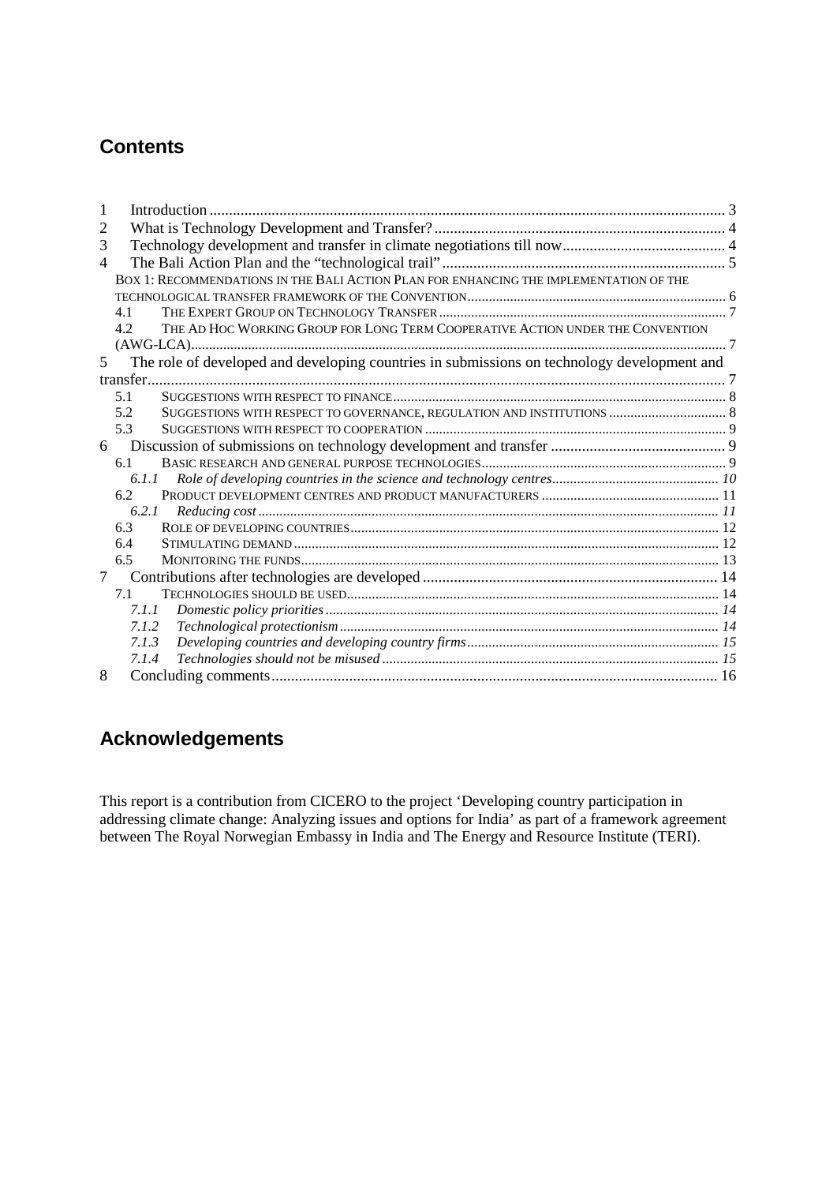## Contents

1 Introduction ... 3
2 What is Technology Development and Transfer? ... 4
3 Technology development and transfer in climate negotiations till now ... 4
4 The Bali Action Plan and the "technological trail" ... 5
   Box 1: Recommendations in the Bali Action Plan for enhancing the implementation of the technological transfer framework of the Convention ... 6
   4.1 The Expert Group on Technology Transfer ... 7
   4.2 The Ad Hoc Working Group for Long Term Cooperative Action under the Convention (AWG-LCA) ... 7
5 The role of developed and developing countries in submissions on technology development and transfer ... 7
   5.1 Suggestions with respect to finance ... 8
   5.2 Suggestions with respect to governance, regulation and institutions ... 8
   5.3 Suggestions with respect to cooperation ... 9
6 Discussion of submissions on technology development and transfer ... 9
   6.1 Basic research and general purpose technologies ... 9
      *6.1.1 Role of developing countries in the science and technology centres ... 10*
   6.2 Product development centres and product manufacturers ... 11
      *6.2.1 Reducing cost ... 11*
   6.3 Role of developing countries ... 12
   6.4 Stimulating demand ... 12
   6.5 Monitoring the funds ... 13
7 Contributions after technologies are developed ... 14
   7.1 Technologies should be used ... 14
      *7.1.1 Domestic policy priorities ... 14*
      *7.1.2 Technological protectionism ... 14*
      *7.1.3 Developing countries and developing country firms ... 15*
      *7.1.4 Technologies should not be misused ... 15*
8 Concluding comments ... 16

## Acknowledgements

This report is a contribution from CICERO to the project 'Developing country participation in addressing climate change: Analyzing issues and options for India' as part of a framework agreement between The Royal Norwegian Embassy in India and The Energy and Resource Institute (TERI).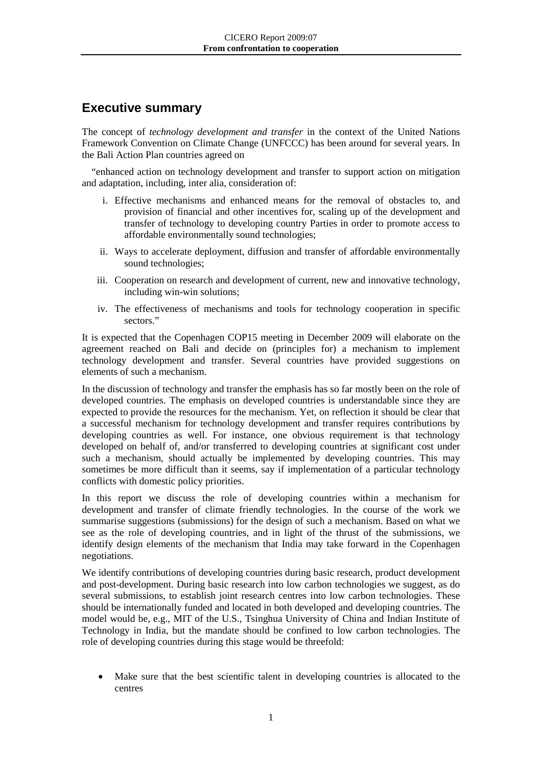## Executive summary

The concept of *technology development and transfer* in the context of the United Nations Framework Convention on Climate Change (UNFCCC) has been around for several years. In the Bali Action Plan countries agreed on

"enhanced action on technology development and transfer to support action on mitigation and adaptation, including, inter alia, consideration of:

i. Effective mechanisms and enhanced means for the removal of obstacles to, and provision of financial and other incentives for, scaling up of the development and transfer of technology to developing country Parties in order to promote access to affordable environmentally sound technologies;

ii. Ways to accelerate deployment, diffusion and transfer of affordable environmentally sound technologies;

iii. Cooperation on research and development of current, new and innovative technology, including win-win solutions;

iv. The effectiveness of mechanisms and tools for technology cooperation in specific sectors."

It is expected that the Copenhagen COP15 meeting in December 2009 will elaborate on the agreement reached on Bali and decide on (principles for) a mechanism to implement technology development and transfer. Several countries have provided suggestions on elements of such a mechanism.

In the discussion of technology and transfer the emphasis has so far mostly been on the role of developed countries. The emphasis on developed countries is understandable since they are expected to provide the resources for the mechanism. Yet, on reflection it should be clear that a successful mechanism for technology development and transfer requires contributions by developing countries as well. For instance, one obvious requirement is that technology developed on behalf of, and/or transferred to developing countries at significant cost under such a mechanism, should actually be implemented by developing countries. This may sometimes be more difficult than it seems, say if implementation of a particular technology conflicts with domestic policy priorities.

In this report we discuss the role of developing countries within a mechanism for development and transfer of climate friendly technologies. In the course of the work we summarise suggestions (submissions) for the design of such a mechanism. Based on what we see as the role of developing countries, and in light of the thrust of the submissions, we identify design elements of the mechanism that India may take forward in the Copenhagen negotiations.

We identify contributions of developing countries during basic research, product development and post-development. During basic research into low carbon technologies we suggest, as do several submissions, to establish joint research centres into low carbon technologies. These should be internationally funded and located in both developed and developing countries. The model would be, e.g., MIT of the U.S., Tsinghua University of China and Indian Institute of Technology in India, but the mandate should be confined to low carbon technologies. The role of developing countries during this stage would be threefold:

- Make sure that the best scientific talent in developing countries is allocated to the centres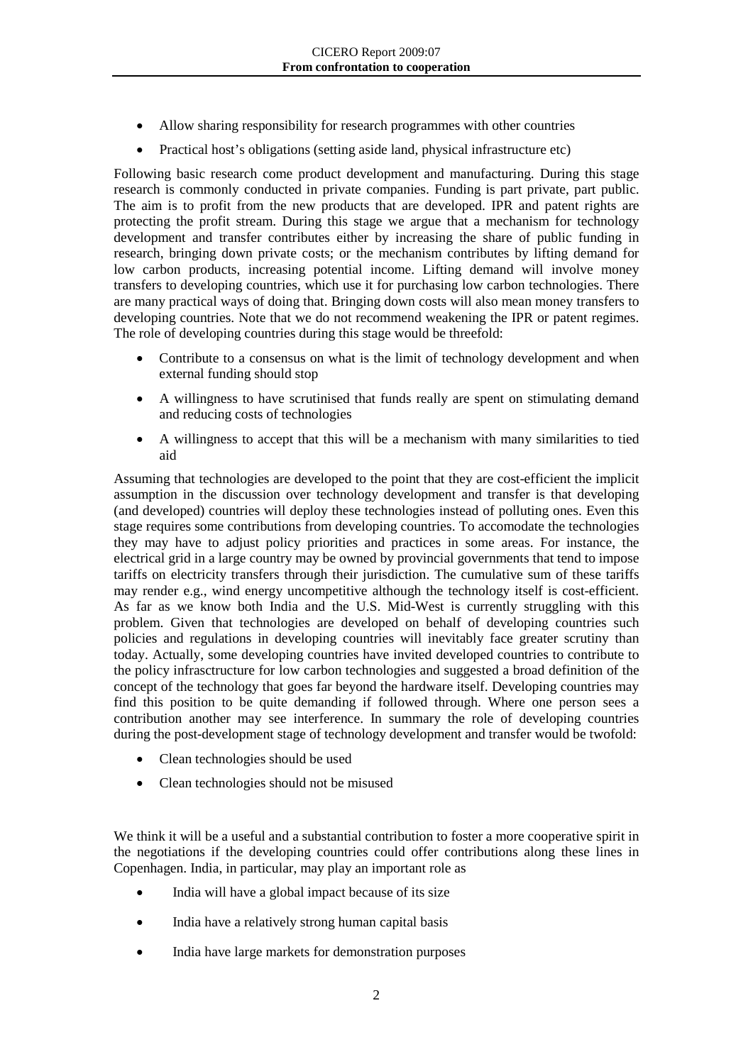- Allow sharing responsibility for research programmes with other countries
- Practical host's obligations (setting aside land, physical infrastructure etc)

Following basic research come product development and manufacturing. During this stage research is commonly conducted in private companies. Funding is part private, part public. The aim is to profit from the new products that are developed. IPR and patent rights are protecting the profit stream. During this stage we argue that a mechanism for technology development and transfer contributes either by increasing the share of public funding in research, bringing down private costs; or the mechanism contributes by lifting demand for low carbon products, increasing potential income. Lifting demand will involve money transfers to developing countries, which use it for purchasing low carbon technologies. There are many practical ways of doing that. Bringing down costs will also mean money transfers to developing countries. Note that we do not recommend weakening the IPR or patent regimes. The role of developing countries during this stage would be threefold:

- Contribute to a consensus on what is the limit of technology development and when external funding should stop
- A willingness to have scrutinised that funds really are spent on stimulating demand and reducing costs of technologies
- A willingness to accept that this will be a mechanism with many similarities to tied aid

Assuming that technologies are developed to the point that they are cost-efficient the implicit assumption in the discussion over technology development and transfer is that developing (and developed) countries will deploy these technologies instead of polluting ones. Even this stage requires some contributions from developing countries. To accomodate the technologies they may have to adjust policy priorities and practices in some areas. For instance, the electrical grid in a large country may be owned by provincial governments that tend to impose tariffs on electricity transfers through their jurisdiction. The cumulative sum of these tariffs may render e.g., wind energy uncompetitive although the technology itself is cost-efficient. As far as we know both India and the U.S. Mid-West is currently struggling with this problem. Given that technologies are developed on behalf of developing countries such policies and regulations in developing countries will inevitably face greater scrutiny than today. Actually, some developing countries have invited developed countries to contribute to the policy infrasctructure for low carbon technologies and suggested a broad definition of the concept of the technology that goes far beyond the hardware itself. Developing countries may find this position to be quite demanding if followed through. Where one person sees a contribution another may see interference. In summary the role of developing countries during the post-development stage of technology development and transfer would be twofold:

- Clean technologies should be used
- Clean technologies should not be misused

We think it will be a useful and a substantial contribution to foster a more cooperative spirit in the negotiations if the developing countries could offer contributions along these lines in Copenhagen. India, in particular, may play an important role as

- India will have a global impact because of its size
- India have a relatively strong human capital basis
- India have large markets for demonstration purposes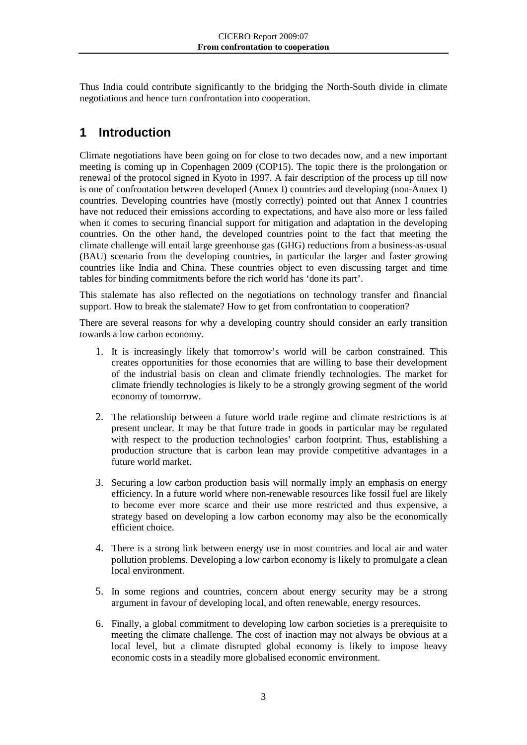Thus India could contribute significantly to the bridging the North-South divide in climate negotiations and hence turn confrontation into cooperation.

# 1 Introduction

Climate negotiations have been going on for close to two decades now, and a new important meeting is coming up in Copenhagen 2009 (COP15). The topic there is the prolongation or renewal of the protocol signed in Kyoto in 1997. A fair description of the process up till now is one of confrontation between developed (Annex I) countries and developing (non-Annex I) countries. Developing countries have (mostly correctly) pointed out that Annex I countries have not reduced their emissions according to expectations, and have also more or less failed when it comes to securing financial support for mitigation and adaptation in the developing countries. On the other hand, the developed countries point to the fact that meeting the climate challenge will entail large greenhouse gas (GHG) reductions from a business-as-usual (BAU) scenario from the developing countries, in particular the larger and faster growing countries like India and China. These countries object to even discussing target and time tables for binding commitments before the rich world has 'done its part'.

This stalemate has also reflected on the negotiations on technology transfer and financial support. How to break the stalemate? How to get from confrontation to cooperation?

There are several reasons for why a developing country should consider an early transition towards a low carbon economy.

1. It is increasingly likely that tomorrow's world will be carbon constrained. This creates opportunities for those economies that are willing to base their development of the industrial basis on clean and climate friendly technologies. The market for climate friendly technologies is likely to be a strongly growing segment of the world economy of tomorrow.

2. The relationship between a future world trade regime and climate restrictions is at present unclear. It may be that future trade in goods in particular may be regulated with respect to the production technologies' carbon footprint. Thus, establishing a production structure that is carbon lean may provide competitive advantages in a future world market.

3. Securing a low carbon production basis will normally imply an emphasis on energy efficiency. In a future world where non-renewable resources like fossil fuel are likely to become ever more scarce and their use more restricted and thus expensive, a strategy based on developing a low carbon economy may also be the economically efficient choice.

4. There is a strong link between energy use in most countries and local air and water pollution problems. Developing a low carbon economy is likely to promulgate a clean local environment.

5. In some regions and countries, concern about energy security may be a strong argument in favour of developing local, and often renewable, energy resources.

6. Finally, a global commitment to developing low carbon societies is a prerequisite to meeting the climate challenge. The cost of inaction may not always be obvious at a local level, but a climate disrupted global economy is likely to impose heavy economic costs in a steadily more globalised economic environment.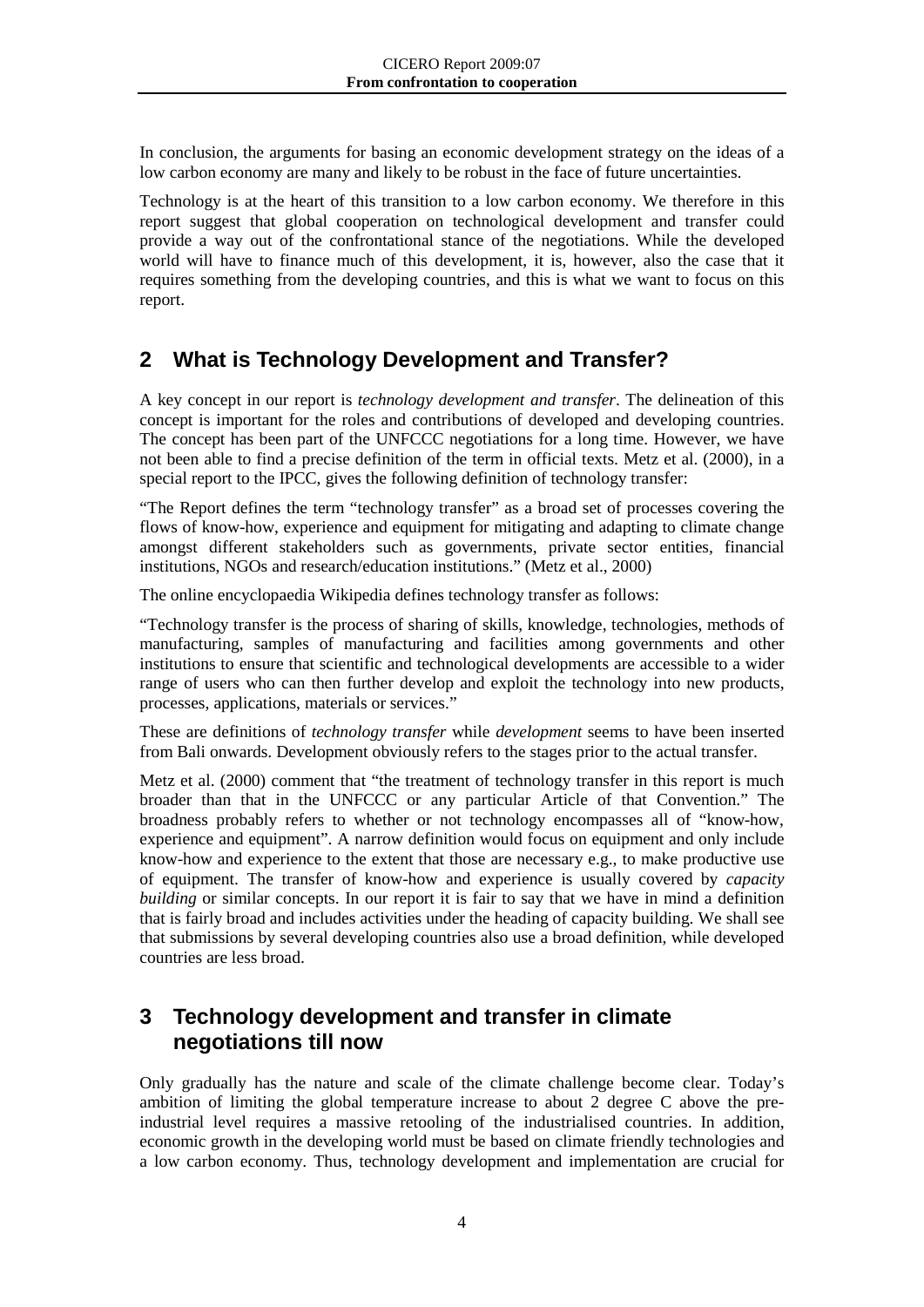In conclusion, the arguments for basing an economic development strategy on the ideas of a low carbon economy are many and likely to be robust in the face of future uncertainties.

Technology is at the heart of this transition to a low carbon economy. We therefore in this report suggest that global cooperation on technological development and transfer could provide a way out of the confrontational stance of the negotiations. While the developed world will have to finance much of this development, it is, however, also the case that it requires something from the developing countries, and this is what we want to focus on this report.

## 2 What is Technology Development and Transfer?

A key concept in our report is *technology development and transfer*. The delineation of this concept is important for the roles and contributions of developed and developing countries. The concept has been part of the UNFCCC negotiations for a long time. However, we have not been able to find a precise definition of the term in official texts. Metz et al. (2000), in a special report to the IPCC, gives the following definition of technology transfer:

"The Report defines the term "technology transfer" as a broad set of processes covering the flows of know-how, experience and equipment for mitigating and adapting to climate change amongst different stakeholders such as governments, private sector entities, financial institutions, NGOs and research/education institutions." (Metz et al., 2000)

The online encyclopaedia Wikipedia defines technology transfer as follows:

"Technology transfer is the process of sharing of skills, knowledge, technologies, methods of manufacturing, samples of manufacturing and facilities among governments and other institutions to ensure that scientific and technological developments are accessible to a wider range of users who can then further develop and exploit the technology into new products, processes, applications, materials or services."

These are definitions of *technology transfer* while *development* seems to have been inserted from Bali onwards. Development obviously refers to the stages prior to the actual transfer.

Metz et al. (2000) comment that "the treatment of technology transfer in this report is much broader than that in the UNFCCC or any particular Article of that Convention." The broadness probably refers to whether or not technology encompasses all of "know-how, experience and equipment". A narrow definition would focus on equipment and only include know-how and experience to the extent that those are necessary e.g., to make productive use of equipment. The transfer of know-how and experience is usually covered by *capacity building* or similar concepts. In our report it is fair to say that we have in mind a definition that is fairly broad and includes activities under the heading of capacity building. We shall see that submissions by several developing countries also use a broad definition, while developed countries are less broad.

## 3 Technology development and transfer in climate negotiations till now

Only gradually has the nature and scale of the climate challenge become clear. Today's ambition of limiting the global temperature increase to about 2 degree C above the pre-industrial level requires a massive retooling of the industrialised countries. In addition, economic growth in the developing world must be based on climate friendly technologies and a low carbon economy. Thus, technology development and implementation are crucial for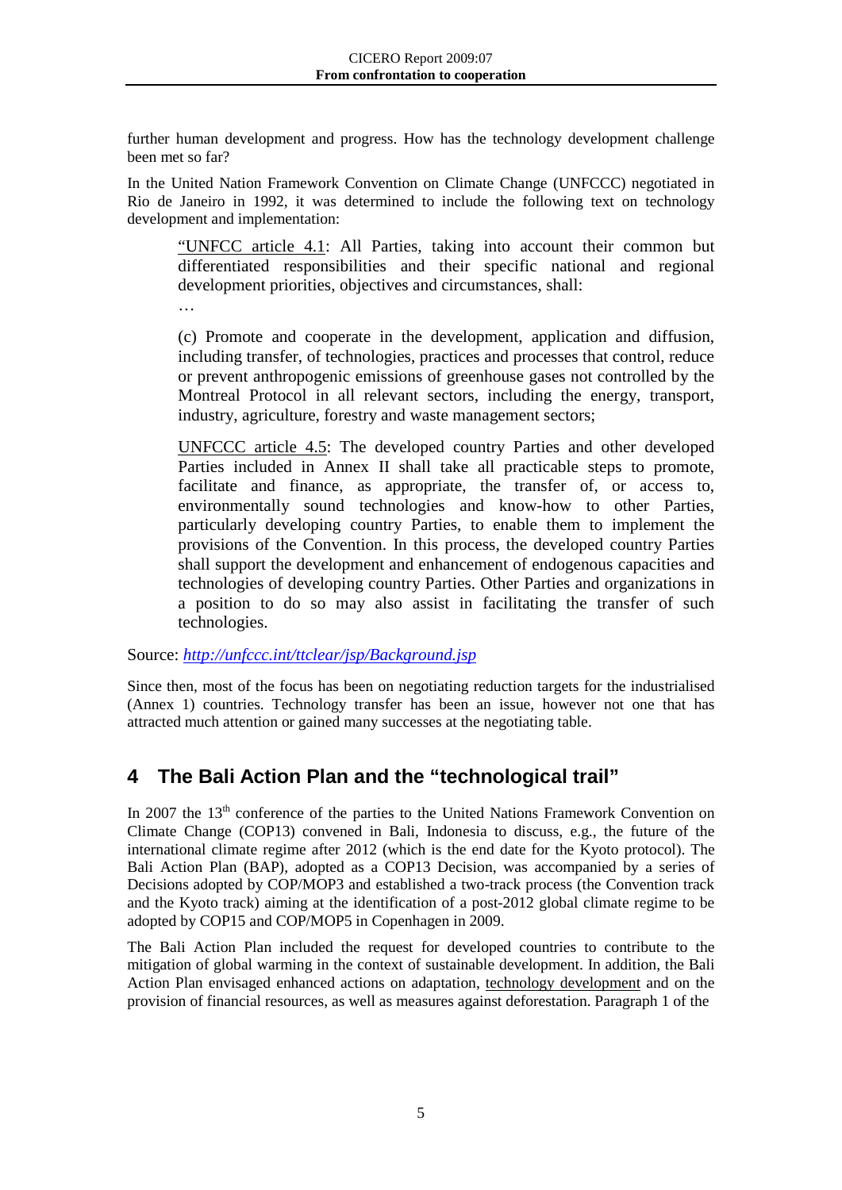further human development and progress. How has the technology development challenge been met so far?

In the United Nation Framework Convention on Climate Change (UNFCCC) negotiated in Rio de Janeiro in 1992, it was determined to include the following text on technology development and implementation:

> "UNFCC article 4.1: All Parties, taking into account their common but differentiated responsibilities and their specific national and regional development priorities, objectives and circumstances, shall:
>
> …
>
> (c) Promote and cooperate in the development, application and diffusion, including transfer, of technologies, practices and processes that control, reduce or prevent anthropogenic emissions of greenhouse gases not controlled by the Montreal Protocol in all relevant sectors, including the energy, transport, industry, agriculture, forestry and waste management sectors;
>
> UNFCCC article 4.5: The developed country Parties and other developed Parties included in Annex II shall take all practicable steps to promote, facilitate and finance, as appropriate, the transfer of, or access to, environmentally sound technologies and know-how to other Parties, particularly developing country Parties, to enable them to implement the provisions of the Convention. In this process, the developed country Parties shall support the development and enhancement of endogenous capacities and technologies of developing country Parties. Other Parties and organizations in a position to do so may also assist in facilitating the transfer of such technologies.

Source: *http://unfccc.int/ttclear/jsp/Background.jsp*

Since then, most of the focus has been on negotiating reduction targets for the industrialised (Annex 1) countries. Technology transfer has been an issue, however not one that has attracted much attention or gained many successes at the negotiating table.

# 4 The Bali Action Plan and the "technological trail"

In 2007 the 13th conference of the parties to the United Nations Framework Convention on Climate Change (COP13) convened in Bali, Indonesia to discuss, e.g., the future of the international climate regime after 2012 (which is the end date for the Kyoto protocol). The Bali Action Plan (BAP), adopted as a COP13 Decision, was accompanied by a series of Decisions adopted by COP/MOP3 and established a two-track process (the Convention track and the Kyoto track) aiming at the identification of a post-2012 global climate regime to be adopted by COP15 and COP/MOP5 in Copenhagen in 2009.

The Bali Action Plan included the request for developed countries to contribute to the mitigation of global warming in the context of sustainable development. In addition, the Bali Action Plan envisaged enhanced actions on adaptation, technology development and on the provision of financial resources, as well as measures against deforestation. Paragraph 1 of the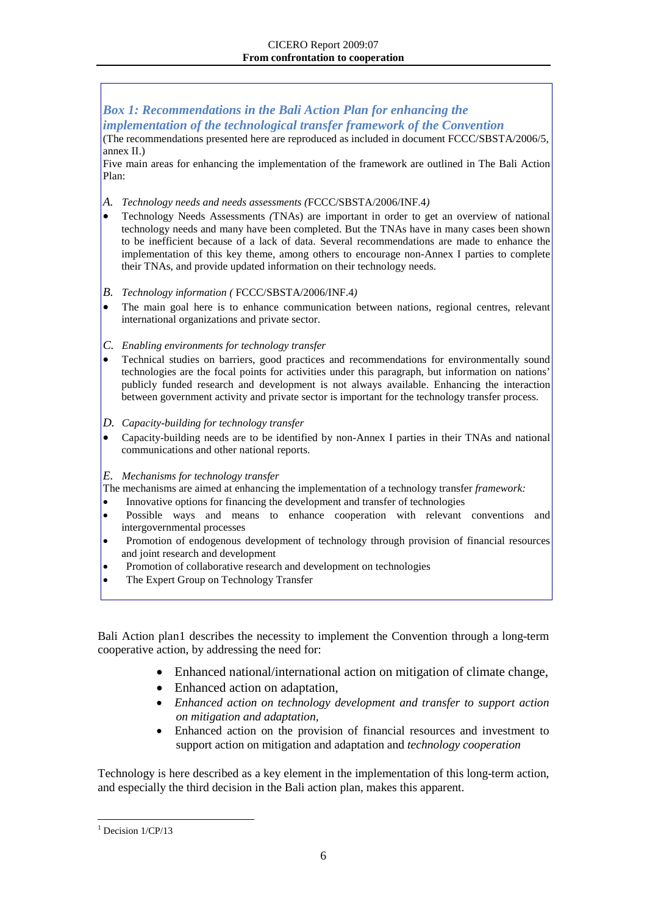### *Box 1: Recommendations in the Bali Action Plan for enhancing the implementation of the technological transfer framework of the Convention*

(The recommendations presented here are reproduced as included in document FCCC/SBSTA/2006/5, annex II.)

Five main areas for enhancing the implementation of the framework are outlined in The Bali Action Plan:

*A. Technology needs and needs assessments (*FCCC/SBSTA/2006/INF.4*)*

- Technology Needs Assessments *(*TNAs) are important in order to get an overview of national technology needs and many have been completed. But the TNAs have in many cases been shown to be inefficient because of a lack of data. Several recommendations are made to enhance the implementation of this key theme, among others to encourage non-Annex I parties to complete their TNAs, and provide updated information on their technology needs.

*B. Technology information (* FCCC/SBSTA/2006/INF.4*)*

- The main goal here is to enhance communication between nations, regional centres, relevant international organizations and private sector.

*C. Enabling environments for technology transfer*

- Technical studies on barriers, good practices and recommendations for environmentally sound technologies are the focal points for activities under this paragraph, but information on nations' publicly funded research and development is not always available. Enhancing the interaction between government activity and private sector is important for the technology transfer process.

*D. Capacity-building for technology transfer*

- Capacity-building needs are to be identified by non-Annex I parties in their TNAs and national communications and other national reports.

*E. Mechanisms for technology transfer*

The mechanisms are aimed at enhancing the implementation of a technology transfer *framework:*

- Innovative options for financing the development and transfer of technologies
- Possible ways and means to enhance cooperation with relevant conventions and intergovernmental processes
- Promotion of endogenous development of technology through provision of financial resources and joint research and development
- Promotion of collaborative research and development on technologies
- The Expert Group on Technology Transfer

Bali Action plan[1] describes the necessity to implement the Convention through a long-term cooperative action, by addressing the need for:

- Enhanced national/international action on mitigation of climate change,
- Enhanced action on adaptation,
- *Enhanced action on technology development and transfer to support action on mitigation and adaptation,*
- Enhanced action on the provision of financial resources and investment to support action on mitigation and adaptation and *technology cooperation*

Technology is here described as a key element in the implementation of this long-term action, and especially the third decision in the Bali action plan, makes this apparent.

[1] Decision 1/CP/13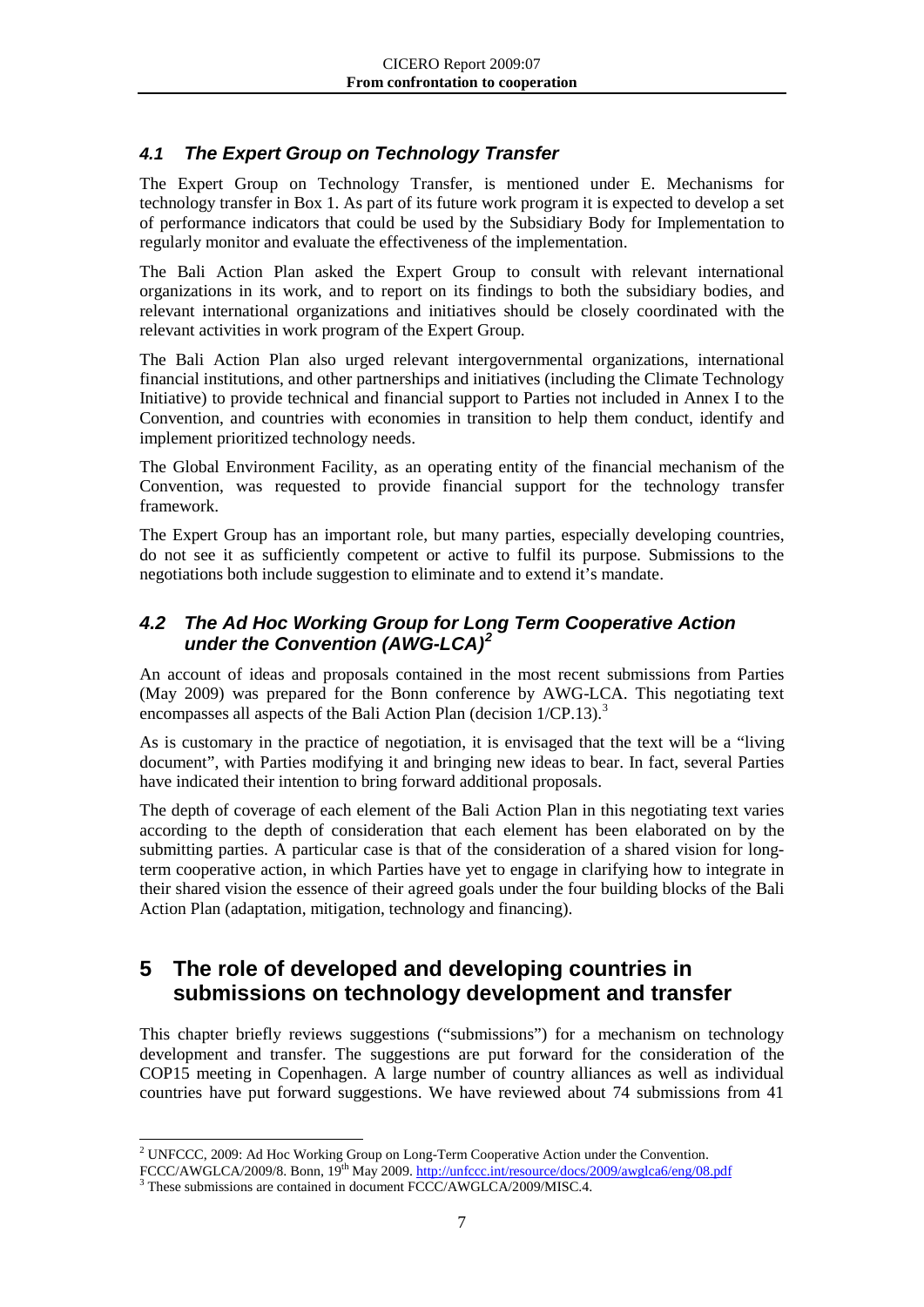### *4.1 The Expert Group on Technology Transfer*

The Expert Group on Technology Transfer, is mentioned under E. Mechanisms for technology transfer in Box 1. As part of its future work program it is expected to develop a set of performance indicators that could be used by the Subsidiary Body for Implementation to regularly monitor and evaluate the effectiveness of the implementation.

The Bali Action Plan asked the Expert Group to consult with relevant international organizations in its work, and to report on its findings to both the subsidiary bodies, and relevant international organizations and initiatives should be closely coordinated with the relevant activities in work program of the Expert Group.

The Bali Action Plan also urged relevant intergovernmental organizations, international financial institutions, and other partnerships and initiatives (including the Climate Technology Initiative) to provide technical and financial support to Parties not included in Annex I to the Convention, and countries with economies in transition to help them conduct, identify and implement prioritized technology needs.

The Global Environment Facility, as an operating entity of the financial mechanism of the Convention, was requested to provide financial support for the technology transfer framework.

The Expert Group has an important role, but many parties, especially developing countries, do not see it as sufficiently competent or active to fulfil its purpose. Submissions to the negotiations both include suggestion to eliminate and to extend it's mandate.

### *4.2 The Ad Hoc Working Group for Long Term Cooperative Action under the Convention (AWG-LCA)[2]*

An account of ideas and proposals contained in the most recent submissions from Parties (May 2009) was prepared for the Bonn conference by AWG-LCA. This negotiating text encompasses all aspects of the Bali Action Plan (decision 1/CP.13).[3]

As is customary in the practice of negotiation, it is envisaged that the text will be a "living document", with Parties modifying it and bringing new ideas to bear. In fact, several Parties have indicated their intention to bring forward additional proposals.

The depth of coverage of each element of the Bali Action Plan in this negotiating text varies according to the depth of consideration that each element has been elaborated on by the submitting parties. A particular case is that of the consideration of a shared vision for long-term cooperative action, in which Parties have yet to engage in clarifying how to integrate in their shared vision the essence of their agreed goals under the four building blocks of the Bali Action Plan (adaptation, mitigation, technology and financing).

## 5 The role of developed and developing countries in submissions on technology development and transfer

This chapter briefly reviews suggestions ("submissions") for a mechanism on technology development and transfer. The suggestions are put forward for the consideration of the COP15 meeting in Copenhagen. A large number of country alliances as well as individual countries have put forward suggestions. We have reviewed about 74 submissions from 41

---

[2] UNFCCC, 2009: Ad Hoc Working Group on Long-Term Cooperative Action under the Convention. FCCC/AWGLCA/2009/8. Bonn, 19th May 2009. http://unfccc.int/resource/docs/2009/awglca6/eng/08.pdf

[3] These submissions are contained in document FCCC/AWGLCA/2009/MISC.4.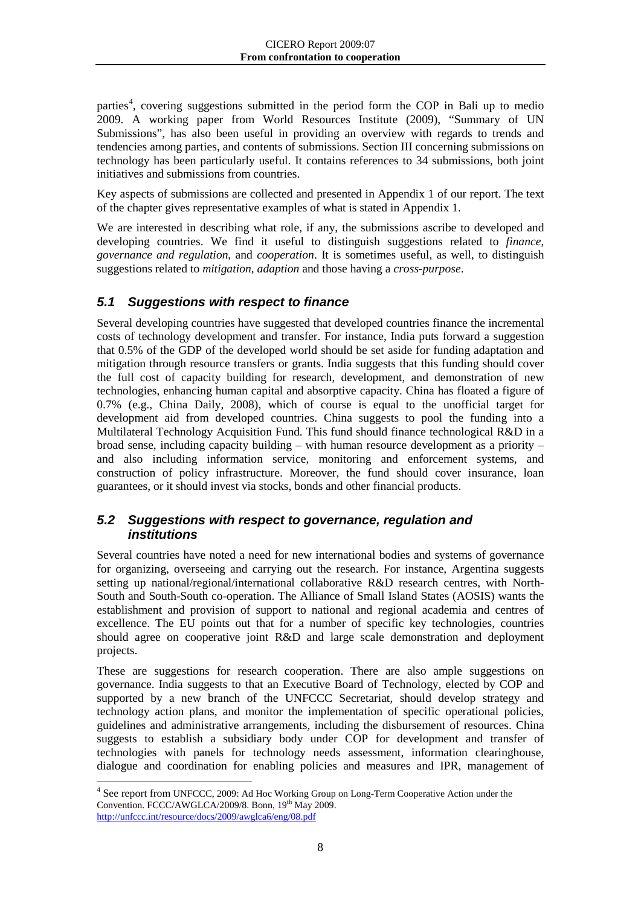parties[4], covering suggestions submitted in the period form the COP in Bali up to medio 2009. A working paper from World Resources Institute (2009), "Summary of UN Submissions", has also been useful in providing an overview with regards to trends and tendencies among parties, and contents of submissions. Section III concerning submissions on technology has been particularly useful. It contains references to 34 submissions, both joint initiatives and submissions from countries.

Key aspects of submissions are collected and presented in Appendix 1 of our report. The text of the chapter gives representative examples of what is stated in Appendix 1.

We are interested in describing what role, if any, the submissions ascribe to developed and developing countries. We find it useful to distinguish suggestions related to *finance*, *governance and regulation*, and *cooperation*. It is sometimes useful, as well, to distinguish suggestions related to *mitigation*, *adaption* and those having a *cross-purpose*.

## 5.1 Suggestions with respect to finance

Several developing countries have suggested that developed countries finance the incremental costs of technology development and transfer. For instance, India puts forward a suggestion that 0.5% of the GDP of the developed world should be set aside for funding adaptation and mitigation through resource transfers or grants. India suggests that this funding should cover the full cost of capacity building for research, development, and demonstration of new technologies, enhancing human capital and absorptive capacity. China has floated a figure of 0.7% (e.g., China Daily, 2008), which of course is equal to the unofficial target for development aid from developed countries. China suggests to pool the funding into a Multilateral Technology Acquisition Fund. This fund should finance technological R&D in a broad sense, including capacity building – with human resource development as a priority – and also including information service, monitoring and enforcement systems, and construction of policy infrastructure. Moreover, the fund should cover insurance, loan guarantees, or it should invest via stocks, bonds and other financial products.

## 5.2 Suggestions with respect to governance, regulation and institutions

Several countries have noted a need for new international bodies and systems of governance for organizing, overseeing and carrying out the research. For instance, Argentina suggests setting up national/regional/international collaborative R&D research centres, with North-South and South-South co-operation. The Alliance of Small Island States (AOSIS) wants the establishment and provision of support to national and regional academia and centres of excellence. The EU points out that for a number of specific key technologies, countries should agree on cooperative joint R&D and large scale demonstration and deployment projects.

These are suggestions for research cooperation. There are also ample suggestions on governance. India suggests to that an Executive Board of Technology, elected by COP and supported by a new branch of the UNFCCC Secretariat, should develop strategy and technology action plans, and monitor the implementation of specific operational policies, guidelines and administrative arrangements, including the disbursement of resources. China suggests to establish a subsidiary body under COP for development and transfer of technologies with panels for technology needs assessment, information clearinghouse, dialogue and coordination for enabling policies and measures and IPR, management of

---

[4] See report from UNFCCC, 2009: Ad Hoc Working Group on Long-Term Cooperative Action under the Convention. FCCC/AWGLCA/2009/8. Bonn, 19th May 2009. http://unfccc.int/resource/docs/2009/awglca6/eng/08.pdf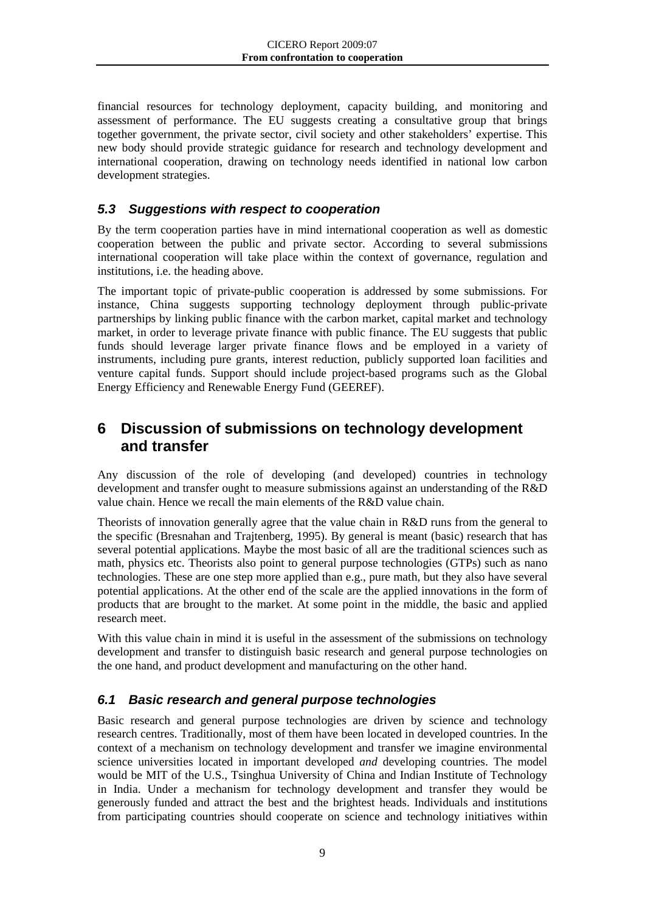financial resources for technology deployment, capacity building, and monitoring and assessment of performance. The EU suggests creating a consultative group that brings together government, the private sector, civil society and other stakeholders' expertise. This new body should provide strategic guidance for research and technology development and international cooperation, drawing on technology needs identified in national low carbon development strategies.

### *5.3 Suggestions with respect to cooperation*

By the term cooperation parties have in mind international cooperation as well as domestic cooperation between the public and private sector. According to several submissions international cooperation will take place within the context of governance, regulation and institutions, i.e. the heading above.

The important topic of private-public cooperation is addressed by some submissions. For instance, China suggests supporting technology deployment through public-private partnerships by linking public finance with the carbon market, capital market and technology market, in order to leverage private finance with public finance. The EU suggests that public funds should leverage larger private finance flows and be employed in a variety of instruments, including pure grants, interest reduction, publicly supported loan facilities and venture capital funds. Support should include project-based programs such as the Global Energy Efficiency and Renewable Energy Fund (GEEREF).

## 6 Discussion of submissions on technology development and transfer

Any discussion of the role of developing (and developed) countries in technology development and transfer ought to measure submissions against an understanding of the R&D value chain. Hence we recall the main elements of the R&D value chain.

Theorists of innovation generally agree that the value chain in R&D runs from the general to the specific (Bresnahan and Trajtenberg, 1995). By general is meant (basic) research that has several potential applications. Maybe the most basic of all are the traditional sciences such as math, physics etc. Theorists also point to general purpose technologies (GTPs) such as nano technologies. These are one step more applied than e.g., pure math, but they also have several potential applications. At the other end of the scale are the applied innovations in the form of products that are brought to the market. At some point in the middle, the basic and applied research meet.

With this value chain in mind it is useful in the assessment of the submissions on technology development and transfer to distinguish basic research and general purpose technologies on the one hand, and product development and manufacturing on the other hand.

### *6.1 Basic research and general purpose technologies*

Basic research and general purpose technologies are driven by science and technology research centres. Traditionally, most of them have been located in developed countries. In the context of a mechanism on technology development and transfer we imagine environmental science universities located in important developed *and* developing countries. The model would be MIT of the U.S., Tsinghua University of China and Indian Institute of Technology in India. Under a mechanism for technology development and transfer they would be generously funded and attract the best and the brightest heads. Individuals and institutions from participating countries should cooperate on science and technology initiatives within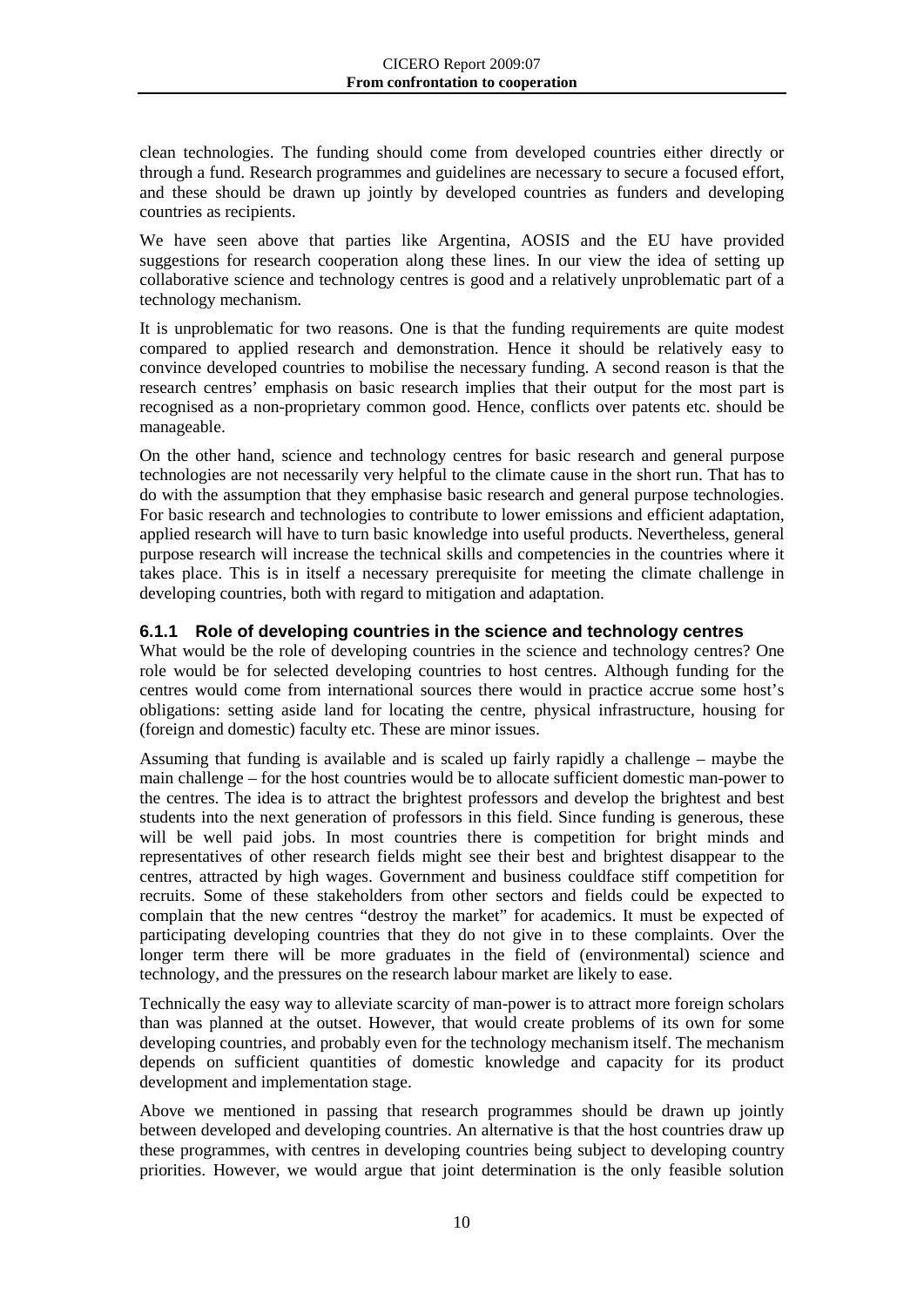clean technologies. The funding should come from developed countries either directly or through a fund. Research programmes and guidelines are necessary to secure a focused effort, and these should be drawn up jointly by developed countries as funders and developing countries as recipients.

We have seen above that parties like Argentina, AOSIS and the EU have provided suggestions for research cooperation along these lines. In our view the idea of setting up collaborative science and technology centres is good and a relatively unproblematic part of a technology mechanism.

It is unproblematic for two reasons. One is that the funding requirements are quite modest compared to applied research and demonstration. Hence it should be relatively easy to convince developed countries to mobilise the necessary funding. A second reason is that the research centres' emphasis on basic research implies that their output for the most part is recognised as a non-proprietary common good. Hence, conflicts over patents etc. should be manageable.

On the other hand, science and technology centres for basic research and general purpose technologies are not necessarily very helpful to the climate cause in the short run. That has to do with the assumption that they emphasise basic research and general purpose technologies. For basic research and technologies to contribute to lower emissions and efficient adaptation, applied research will have to turn basic knowledge into useful products. Nevertheless, general purpose research will increase the technical skills and competencies in the countries where it takes place. This is in itself a necessary prerequisite for meeting the climate challenge in developing countries, both with regard to mitigation and adaptation.

### 6.1.1 Role of developing countries in the science and technology centres

What would be the role of developing countries in the science and technology centres? One role would be for selected developing countries to host centres. Although funding for the centres would come from international sources there would in practice accrue some host's obligations: setting aside land for locating the centre, physical infrastructure, housing for (foreign and domestic) faculty etc. These are minor issues.

Assuming that funding is available and is scaled up fairly rapidly a challenge – maybe the main challenge – for the host countries would be to allocate sufficient domestic man-power to the centres. The idea is to attract the brightest professors and develop the brightest and best students into the next generation of professors in this field. Since funding is generous, these will be well paid jobs. In most countries there is competition for bright minds and representatives of other research fields might see their best and brightest disappear to the centres, attracted by high wages. Government and business couldface stiff competition for recruits. Some of these stakeholders from other sectors and fields could be expected to complain that the new centres "destroy the market" for academics. It must be expected of participating developing countries that they do not give in to these complaints. Over the longer term there will be more graduates in the field of (environmental) science and technology, and the pressures on the research labour market are likely to ease.

Technically the easy way to alleviate scarcity of man-power is to attract more foreign scholars than was planned at the outset. However, that would create problems of its own for some developing countries, and probably even for the technology mechanism itself. The mechanism depends on sufficient quantities of domestic knowledge and capacity for its product development and implementation stage.

Above we mentioned in passing that research programmes should be drawn up jointly between developed and developing countries. An alternative is that the host countries draw up these programmes, with centres in developing countries being subject to developing country priorities. However, we would argue that joint determination is the only feasible solution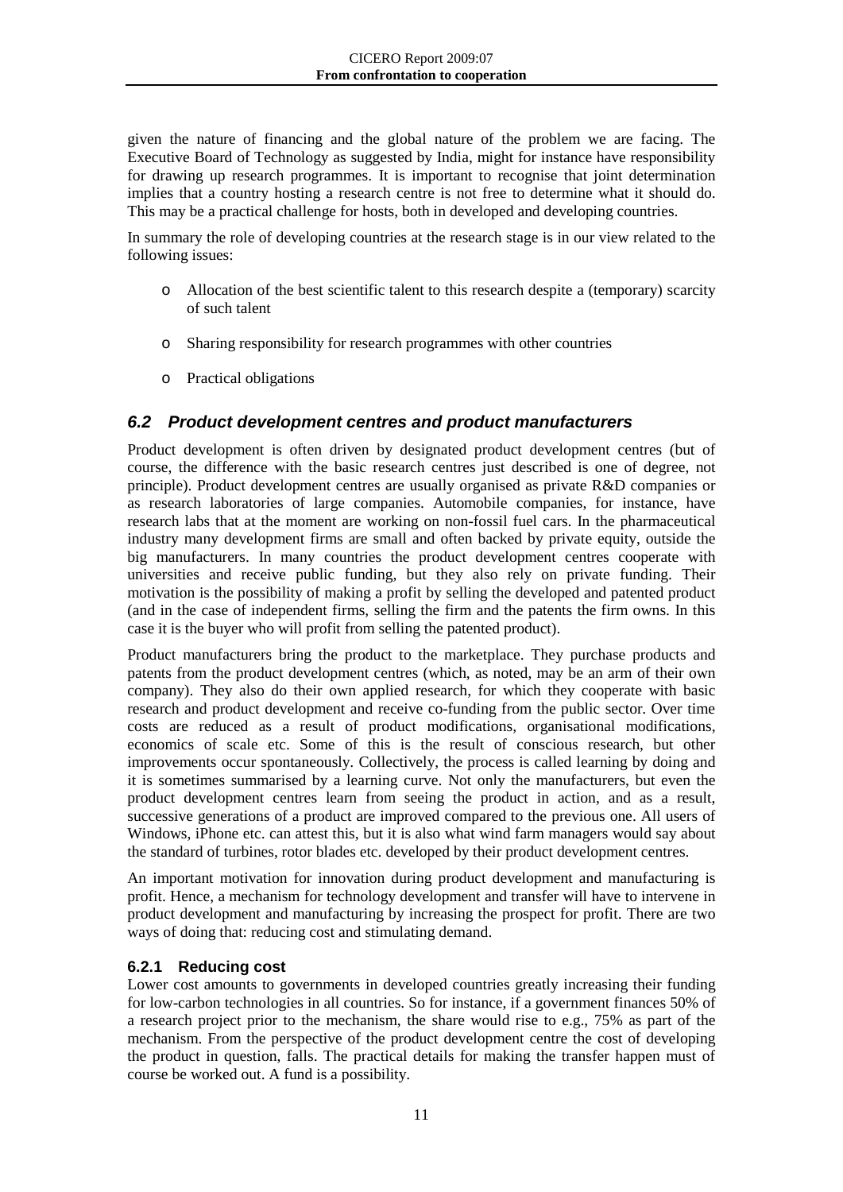given the nature of financing and the global nature of the problem we are facing. The Executive Board of Technology as suggested by India, might for instance have responsibility for drawing up research programmes. It is important to recognise that joint determination implies that a country hosting a research centre is not free to determine what it should do. This may be a practical challenge for hosts, both in developed and developing countries.

In summary the role of developing countries at the research stage is in our view related to the following issues:

- Allocation of the best scientific talent to this research despite a (temporary) scarcity of such talent
- Sharing responsibility for research programmes with other countries
- Practical obligations

## *6.2 Product development centres and product manufacturers*

Product development is often driven by designated product development centres (but of course, the difference with the basic research centres just described is one of degree, not principle). Product development centres are usually organised as private R&D companies or as research laboratories of large companies. Automobile companies, for instance, have research labs that at the moment are working on non-fossil fuel cars. In the pharmaceutical industry many development firms are small and often backed by private equity, outside the big manufacturers. In many countries the product development centres cooperate with universities and receive public funding, but they also rely on private funding. Their motivation is the possibility of making a profit by selling the developed and patented product (and in the case of independent firms, selling the firm and the patents the firm owns. In this case it is the buyer who will profit from selling the patented product).

Product manufacturers bring the product to the marketplace. They purchase products and patents from the product development centres (which, as noted, may be an arm of their own company). They also do their own applied research, for which they cooperate with basic research and product development and receive co-funding from the public sector. Over time costs are reduced as a result of product modifications, organisational modifications, economics of scale etc. Some of this is the result of conscious research, but other improvements occur spontaneously. Collectively, the process is called learning by doing and it is sometimes summarised by a learning curve. Not only the manufacturers, but even the product development centres learn from seeing the product in action, and as a result, successive generations of a product are improved compared to the previous one. All users of Windows, iPhone etc. can attest this, but it is also what wind farm managers would say about the standard of turbines, rotor blades etc. developed by their product development centres.

An important motivation for innovation during product development and manufacturing is profit. Hence, a mechanism for technology development and transfer will have to intervene in product development and manufacturing by increasing the prospect for profit. There are two ways of doing that: reducing cost and stimulating demand.

### 6.2.1 Reducing cost

Lower cost amounts to governments in developed countries greatly increasing their funding for low-carbon technologies in all countries. So for instance, if a government finances 50% of a research project prior to the mechanism, the share would rise to e.g., 75% as part of the mechanism. From the perspective of the product development centre the cost of developing the product in question, falls. The practical details for making the transfer happen must of course be worked out. A fund is a possibility.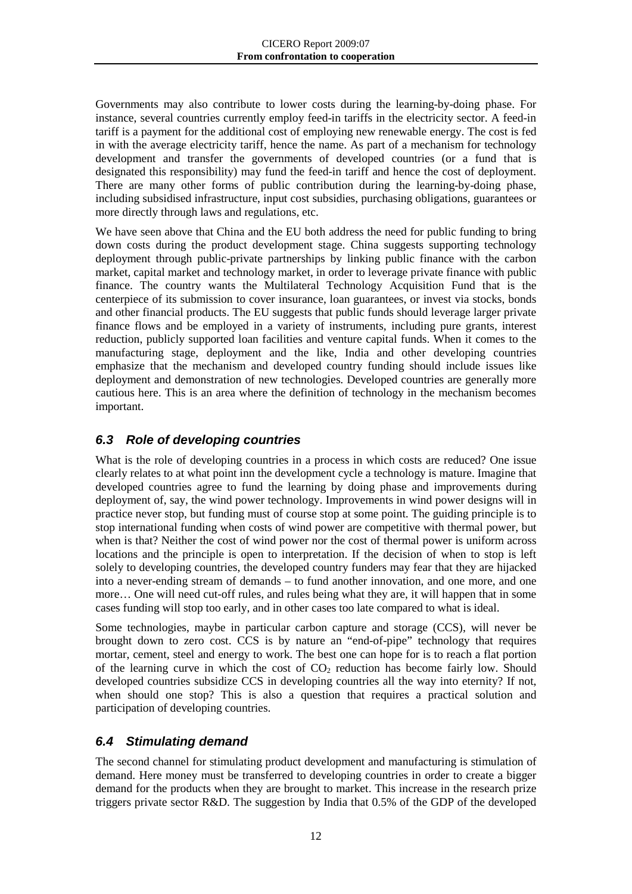Governments may also contribute to lower costs during the learning-by-doing phase. For instance, several countries currently employ feed-in tariffs in the electricity sector. A feed-in tariff is a payment for the additional cost of employing new renewable energy. The cost is fed in with the average electricity tariff, hence the name. As part of a mechanism for technology development and transfer the governments of developed countries (or a fund that is designated this responsibility) may fund the feed-in tariff and hence the cost of deployment. There are many other forms of public contribution during the learning-by-doing phase, including subsidised infrastructure, input cost subsidies, purchasing obligations, guarantees or more directly through laws and regulations, etc.

We have seen above that China and the EU both address the need for public funding to bring down costs during the product development stage. China suggests supporting technology deployment through public-private partnerships by linking public finance with the carbon market, capital market and technology market, in order to leverage private finance with public finance. The country wants the Multilateral Technology Acquisition Fund that is the centerpiece of its submission to cover insurance, loan guarantees, or invest via stocks, bonds and other financial products. The EU suggests that public funds should leverage larger private finance flows and be employed in a variety of instruments, including pure grants, interest reduction, publicly supported loan facilities and venture capital funds. When it comes to the manufacturing stage, deployment and the like, India and other developing countries emphasize that the mechanism and developed country funding should include issues like deployment and demonstration of new technologies. Developed countries are generally more cautious here. This is an area where the definition of technology in the mechanism becomes important.

## *6.3 Role of developing countries*

What is the role of developing countries in a process in which costs are reduced? One issue clearly relates to at what point inn the development cycle a technology is mature. Imagine that developed countries agree to fund the learning by doing phase and improvements during deployment of, say, the wind power technology. Improvements in wind power designs will in practice never stop, but funding must of course stop at some point. The guiding principle is to stop international funding when costs of wind power are competitive with thermal power, but when is that? Neither the cost of wind power nor the cost of thermal power is uniform across locations and the principle is open to interpretation. If the decision of when to stop is left solely to developing countries, the developed country funders may fear that they are hijacked into a never-ending stream of demands – to fund another innovation, and one more, and one more… One will need cut-off rules, and rules being what they are, it will happen that in some cases funding will stop too early, and in other cases too late compared to what is ideal.

Some technologies, maybe in particular carbon capture and storage (CCS), will never be brought down to zero cost. CCS is by nature an "end-of-pipe" technology that requires mortar, cement, steel and energy to work. The best one can hope for is to reach a flat portion of the learning curve in which the cost of $CO_2$ reduction has become fairly low. Should developed countries subsidize CCS in developing countries all the way into eternity? If not, when should one stop? This is also a question that requires a practical solution and participation of developing countries.

## *6.4 Stimulating demand*

The second channel for stimulating product development and manufacturing is stimulation of demand. Here money must be transferred to developing countries in order to create a bigger demand for the products when they are brought to market. This increase in the research prize triggers private sector R&D. The suggestion by India that 0.5% of the GDP of the developed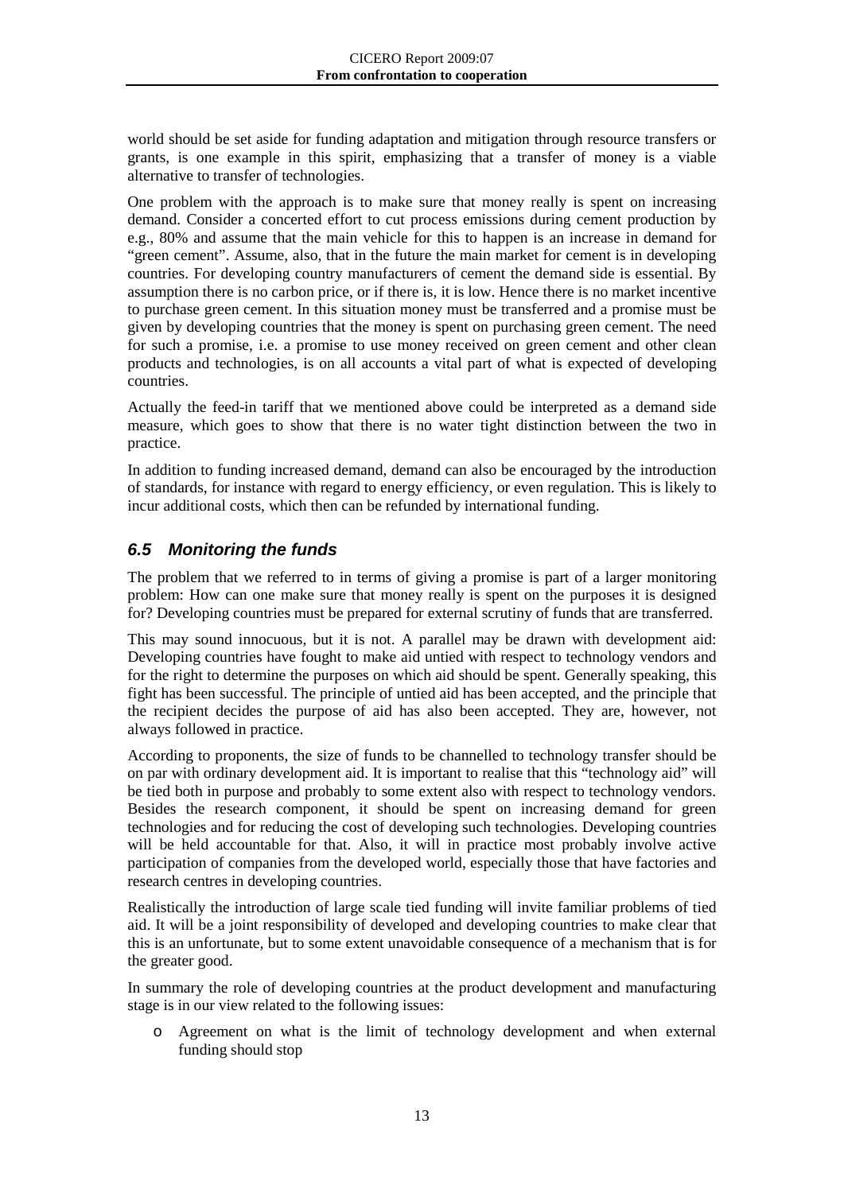world should be set aside for funding adaptation and mitigation through resource transfers or grants, is one example in this spirit, emphasizing that a transfer of money is a viable alternative to transfer of technologies.

One problem with the approach is to make sure that money really is spent on increasing demand. Consider a concerted effort to cut process emissions during cement production by e.g., 80% and assume that the main vehicle for this to happen is an increase in demand for "green cement". Assume, also, that in the future the main market for cement is in developing countries. For developing country manufacturers of cement the demand side is essential. By assumption there is no carbon price, or if there is, it is low. Hence there is no market incentive to purchase green cement. In this situation money must be transferred and a promise must be given by developing countries that the money is spent on purchasing green cement. The need for such a promise, i.e. a promise to use money received on green cement and other clean products and technologies, is on all accounts a vital part of what is expected of developing countries.

Actually the feed-in tariff that we mentioned above could be interpreted as a demand side measure, which goes to show that there is no water tight distinction between the two in practice.

In addition to funding increased demand, demand can also be encouraged by the introduction of standards, for instance with regard to energy efficiency, or even regulation. This is likely to incur additional costs, which then can be refunded by international funding.

## *6.5 Monitoring the funds*

The problem that we referred to in terms of giving a promise is part of a larger monitoring problem: How can one make sure that money really is spent on the purposes it is designed for? Developing countries must be prepared for external scrutiny of funds that are transferred.

This may sound innocuous, but it is not. A parallel may be drawn with development aid: Developing countries have fought to make aid untied with respect to technology vendors and for the right to determine the purposes on which aid should be spent. Generally speaking, this fight has been successful. The principle of untied aid has been accepted, and the principle that the recipient decides the purpose of aid has also been accepted. They are, however, not always followed in practice.

According to proponents, the size of funds to be channelled to technology transfer should be on par with ordinary development aid. It is important to realise that this "technology aid" will be tied both in purpose and probably to some extent also with respect to technology vendors. Besides the research component, it should be spent on increasing demand for green technologies and for reducing the cost of developing such technologies. Developing countries will be held accountable for that. Also, it will in practice most probably involve active participation of companies from the developed world, especially those that have factories and research centres in developing countries.

Realistically the introduction of large scale tied funding will invite familiar problems of tied aid. It will be a joint responsibility of developed and developing countries to make clear that this is an unfortunate, but to some extent unavoidable consequence of a mechanism that is for the greater good.

In summary the role of developing countries at the product development and manufacturing stage is in our view related to the following issues:

- Agreement on what is the limit of technology development and when external funding should stop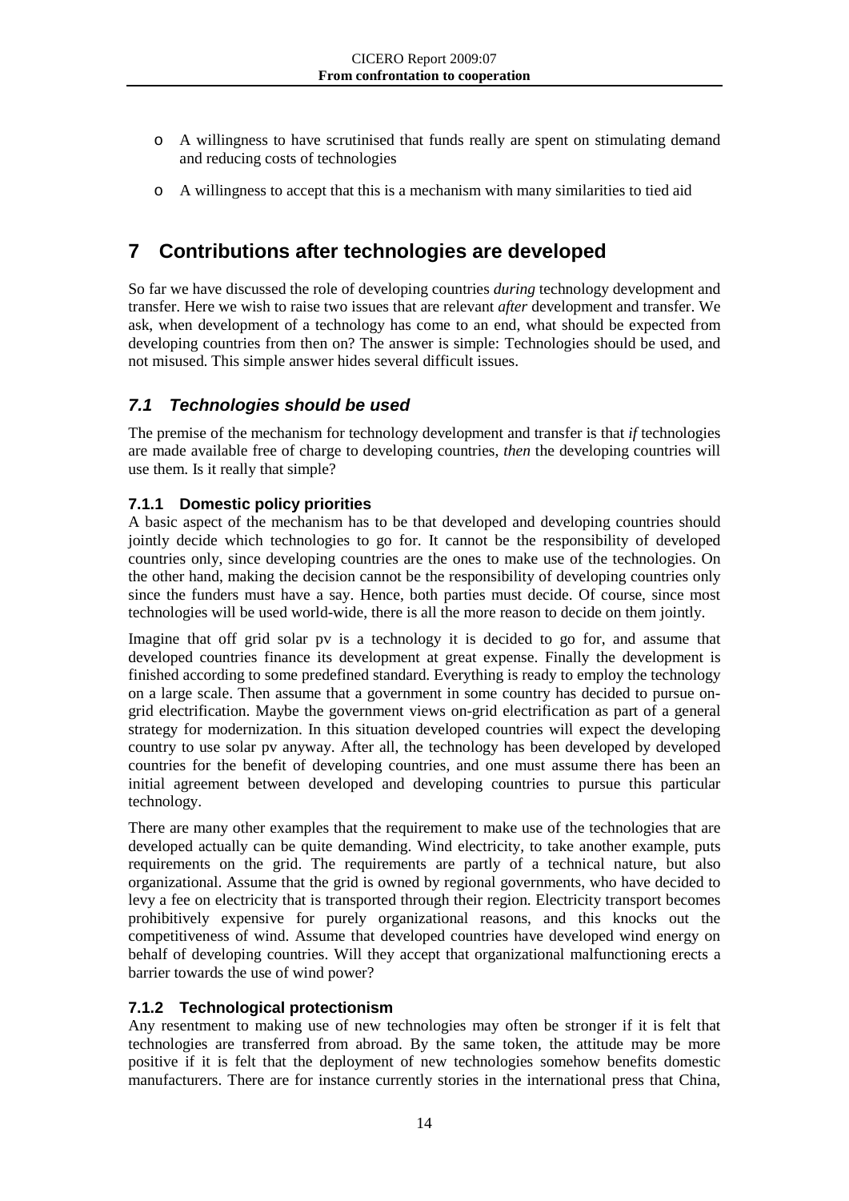- A willingness to have scrutinised that funds really are spent on stimulating demand and reducing costs of technologies
- A willingness to accept that this is a mechanism with many similarities to tied aid

# 7 Contributions after technologies are developed

So far we have discussed the role of developing countries *during* technology development and transfer. Here we wish to raise two issues that are relevant *after* development and transfer. We ask, when development of a technology has come to an end, what should be expected from developing countries from then on? The answer is simple: Technologies should be used, and not misused. This simple answer hides several difficult issues.

## *7.1 Technologies should be used*

The premise of the mechanism for technology development and transfer is that *if* technologies are made available free of charge to developing countries, *then* the developing countries will use them. Is it really that simple?

### 7.1.1 Domestic policy priorities

A basic aspect of the mechanism has to be that developed and developing countries should jointly decide which technologies to go for. It cannot be the responsibility of developed countries only, since developing countries are the ones to make use of the technologies. On the other hand, making the decision cannot be the responsibility of developing countries only since the funders must have a say. Hence, both parties must decide. Of course, since most technologies will be used world-wide, there is all the more reason to decide on them jointly.

Imagine that off grid solar pv is a technology it is decided to go for, and assume that developed countries finance its development at great expense. Finally the development is finished according to some predefined standard. Everything is ready to employ the technology on a large scale. Then assume that a government in some country has decided to pursue on-grid electrification. Maybe the government views on-grid electrification as part of a general strategy for modernization. In this situation developed countries will expect the developing country to use solar pv anyway. After all, the technology has been developed by developed countries for the benefit of developing countries, and one must assume there has been an initial agreement between developed and developing countries to pursue this particular technology.

There are many other examples that the requirement to make use of the technologies that are developed actually can be quite demanding. Wind electricity, to take another example, puts requirements on the grid. The requirements are partly of a technical nature, but also organizational. Assume that the grid is owned by regional governments, who have decided to levy a fee on electricity that is transported through their region. Electricity transport becomes prohibitively expensive for purely organizational reasons, and this knocks out the competitiveness of wind. Assume that developed countries have developed wind energy on behalf of developing countries. Will they accept that organizational malfunctioning erects a barrier towards the use of wind power?

### 7.1.2 Technological protectionism

Any resentment to making use of new technologies may often be stronger if it is felt that technologies are transferred from abroad. By the same token, the attitude may be more positive if it is felt that the deployment of new technologies somehow benefits domestic manufacturers. There are for instance currently stories in the international press that China,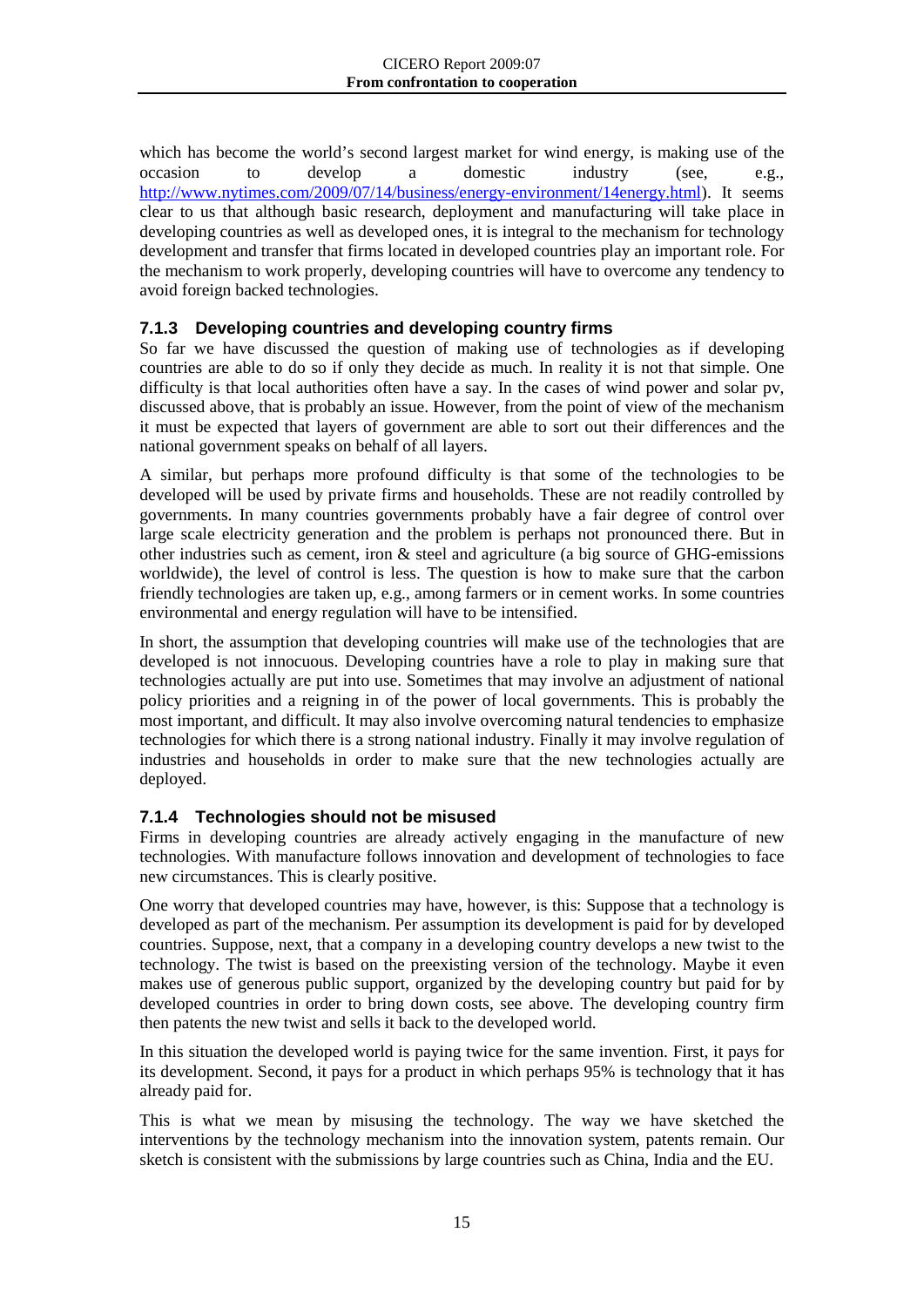which has become the world's second largest market for wind energy, is making use of the occasion to develop a domestic industry (see, e.g., http://www.nytimes.com/2009/07/14/business/energy-environment/14energy.html). It seems clear to us that although basic research, deployment and manufacturing will take place in developing countries as well as developed ones, it is integral to the mechanism for technology development and transfer that firms located in developed countries play an important role. For the mechanism to work properly, developing countries will have to overcome any tendency to avoid foreign backed technologies.

### 7.1.3 Developing countries and developing country firms

So far we have discussed the question of making use of technologies as if developing countries are able to do so if only they decide as much. In reality it is not that simple. One difficulty is that local authorities often have a say. In the cases of wind power and solar pv, discussed above, that is probably an issue. However, from the point of view of the mechanism it must be expected that layers of government are able to sort out their differences and the national government speaks on behalf of all layers.

A similar, but perhaps more profound difficulty is that some of the technologies to be developed will be used by private firms and households. These are not readily controlled by governments. In many countries governments probably have a fair degree of control over large scale electricity generation and the problem is perhaps not pronounced there. But in other industries such as cement, iron & steel and agriculture (a big source of GHG-emissions worldwide), the level of control is less. The question is how to make sure that the carbon friendly technologies are taken up, e.g., among farmers or in cement works. In some countries environmental and energy regulation will have to be intensified.

In short, the assumption that developing countries will make use of the technologies that are developed is not innocuous. Developing countries have a role to play in making sure that technologies actually are put into use. Sometimes that may involve an adjustment of national policy priorities and a reigning in of the power of local governments. This is probably the most important, and difficult. It may also involve overcoming natural tendencies to emphasize technologies for which there is a strong national industry. Finally it may involve regulation of industries and households in order to make sure that the new technologies actually are deployed.

### 7.1.4 Technologies should not be misused

Firms in developing countries are already actively engaging in the manufacture of new technologies. With manufacture follows innovation and development of technologies to face new circumstances. This is clearly positive.

One worry that developed countries may have, however, is this: Suppose that a technology is developed as part of the mechanism. Per assumption its development is paid for by developed countries. Suppose, next, that a company in a developing country develops a new twist to the technology. The twist is based on the preexisting version of the technology. Maybe it even makes use of generous public support, organized by the developing country but paid for by developed countries in order to bring down costs, see above. The developing country firm then patents the new twist and sells it back to the developed world.

In this situation the developed world is paying twice for the same invention. First, it pays for its development. Second, it pays for a product in which perhaps 95% is technology that it has already paid for.

This is what we mean by misusing the technology. The way we have sketched the interventions by the technology mechanism into the innovation system, patents remain. Our sketch is consistent with the submissions by large countries such as China, India and the EU.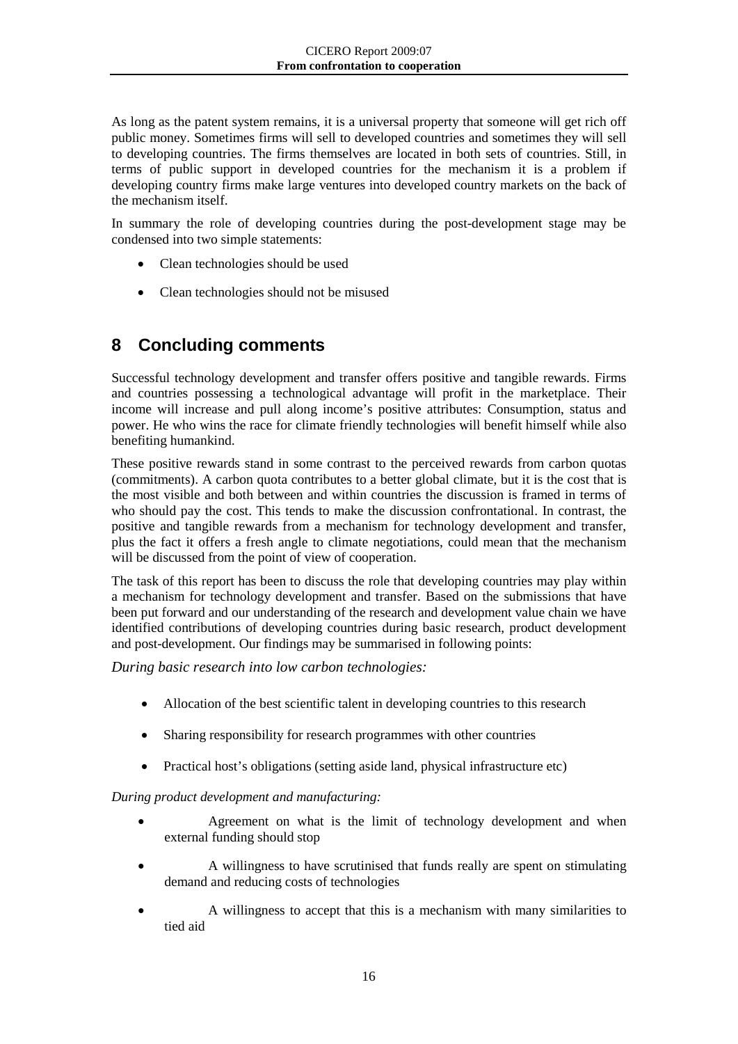As long as the patent system remains, it is a universal property that someone will get rich off public money. Sometimes firms will sell to developed countries and sometimes they will sell to developing countries. The firms themselves are located in both sets of countries. Still, in terms of public support in developed countries for the mechanism it is a problem if developing country firms make large ventures into developed country markets on the back of the mechanism itself.

In summary the role of developing countries during the post-development stage may be condensed into two simple statements:

- Clean technologies should be used
- Clean technologies should not be misused

# 8 Concluding comments

Successful technology development and transfer offers positive and tangible rewards. Firms and countries possessing a technological advantage will profit in the marketplace. Their income will increase and pull along income's positive attributes: Consumption, status and power. He who wins the race for climate friendly technologies will benefit himself while also benefiting humankind.

These positive rewards stand in some contrast to the perceived rewards from carbon quotas (commitments). A carbon quota contributes to a better global climate, but it is the cost that is the most visible and both between and within countries the discussion is framed in terms of who should pay the cost. This tends to make the discussion confrontational. In contrast, the positive and tangible rewards from a mechanism for technology development and transfer, plus the fact it offers a fresh angle to climate negotiations, could mean that the mechanism will be discussed from the point of view of cooperation.

The task of this report has been to discuss the role that developing countries may play within a mechanism for technology development and transfer. Based on the submissions that have been put forward and our understanding of the research and development value chain we have identified contributions of developing countries during basic research, product development and post-development. Our findings may be summarised in following points:

*During basic research into low carbon technologies:*

- Allocation of the best scientific talent in developing countries to this research
- Sharing responsibility for research programmes with other countries
- Practical host's obligations (setting aside land, physical infrastructure etc)

*During product development and manufacturing:*

- Agreement on what is the limit of technology development and when external funding should stop
- A willingness to have scrutinised that funds really are spent on stimulating demand and reducing costs of technologies
- A willingness to accept that this is a mechanism with many similarities to tied aid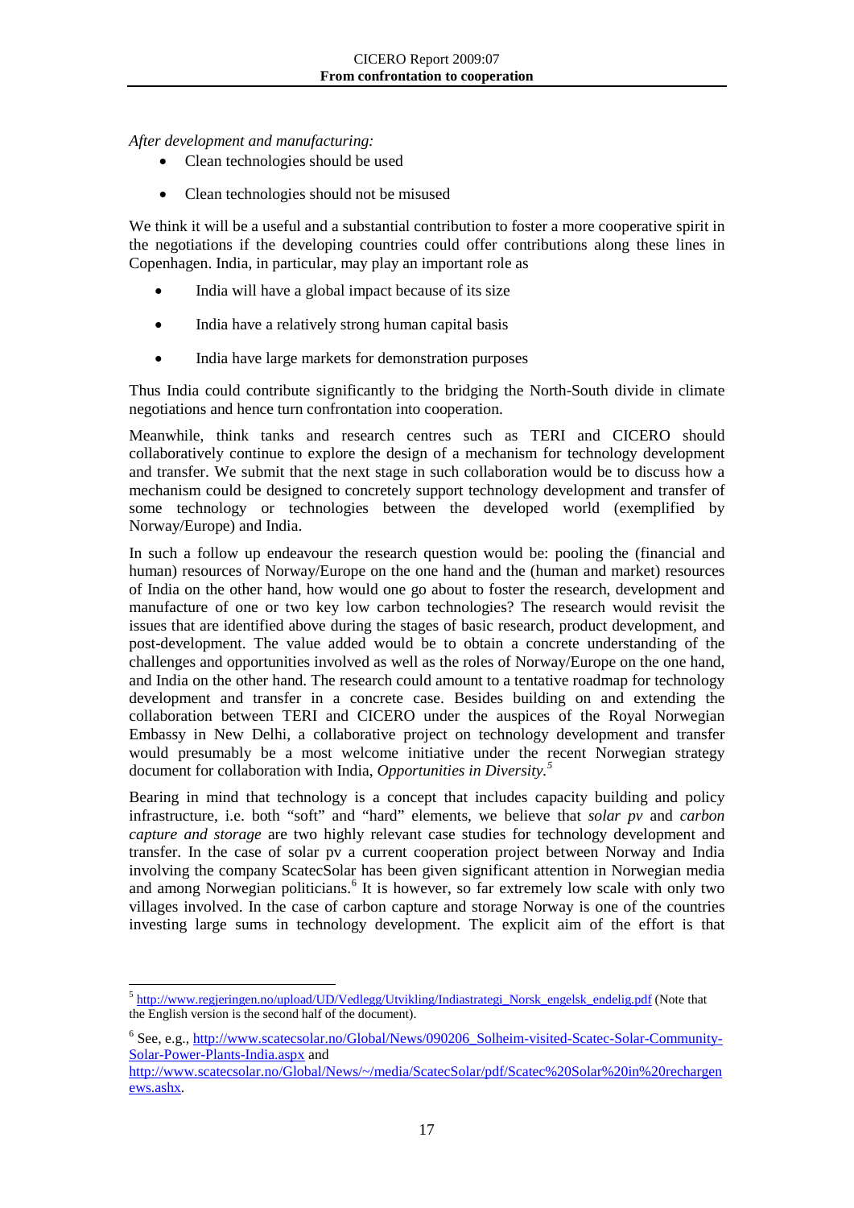*After development and manufacturing:*

- Clean technologies should be used
- Clean technologies should not be misused

We think it will be a useful and a substantial contribution to foster a more cooperative spirit in the negotiations if the developing countries could offer contributions along these lines in Copenhagen. India, in particular, may play an important role as

- India will have a global impact because of its size
- India have a relatively strong human capital basis
- India have large markets for demonstration purposes

Thus India could contribute significantly to the bridging the North-South divide in climate negotiations and hence turn confrontation into cooperation.

Meanwhile, think tanks and research centres such as TERI and CICERO should collaboratively continue to explore the design of a mechanism for technology development and transfer. We submit that the next stage in such collaboration would be to discuss how a mechanism could be designed to concretely support technology development and transfer of some technology or technologies between the developed world (exemplified by Norway/Europe) and India.

In such a follow up endeavour the research question would be: pooling the (financial and human) resources of Norway/Europe on the one hand and the (human and market) resources of India on the other hand, how would one go about to foster the research, development and manufacture of one or two key low carbon technologies? The research would revisit the issues that are identified above during the stages of basic research, product development, and post-development. The value added would be to obtain a concrete understanding of the challenges and opportunities involved as well as the roles of Norway/Europe on the one hand, and India on the other hand. The research could amount to a tentative roadmap for technology development and transfer in a concrete case. Besides building on and extending the collaboration between TERI and CICERO under the auspices of the Royal Norwegian Embassy in New Delhi, a collaborative project on technology development and transfer would presumably be a most welcome initiative under the recent Norwegian strategy document for collaboration with India, *Opportunities in Diversity.*[5]

Bearing in mind that technology is a concept that includes capacity building and policy infrastructure, i.e. both "soft" and "hard" elements, we believe that *solar pv* and *carbon capture and storage* are two highly relevant case studies for technology development and transfer. In the case of solar pv a current cooperation project between Norway and India involving the company ScatecSolar has been given significant attention in Norwegian media and among Norwegian politicians.[6] It is however, so far extremely low scale with only two villages involved. In the case of carbon capture and storage Norway is one of the countries investing large sums in technology development. The explicit aim of the effort is that

---

[5] http://www.regjeringen.no/upload/UD/Vedlegg/Utvikling/Indiastrategi_Norsk_engelsk_endelig.pdf (Note that the English version is the second half of the document).

[6] See, e.g., http://www.scatecsolar.no/Global/News/090206_Solheim-visited-Scatec-Solar-Community-Solar-Power-Plants-India.aspx and http://www.scatecsolar.no/Global/News/~/media/ScatecSolar/pdf/Scatec%20Solar%20in%20rechargenews.ashx.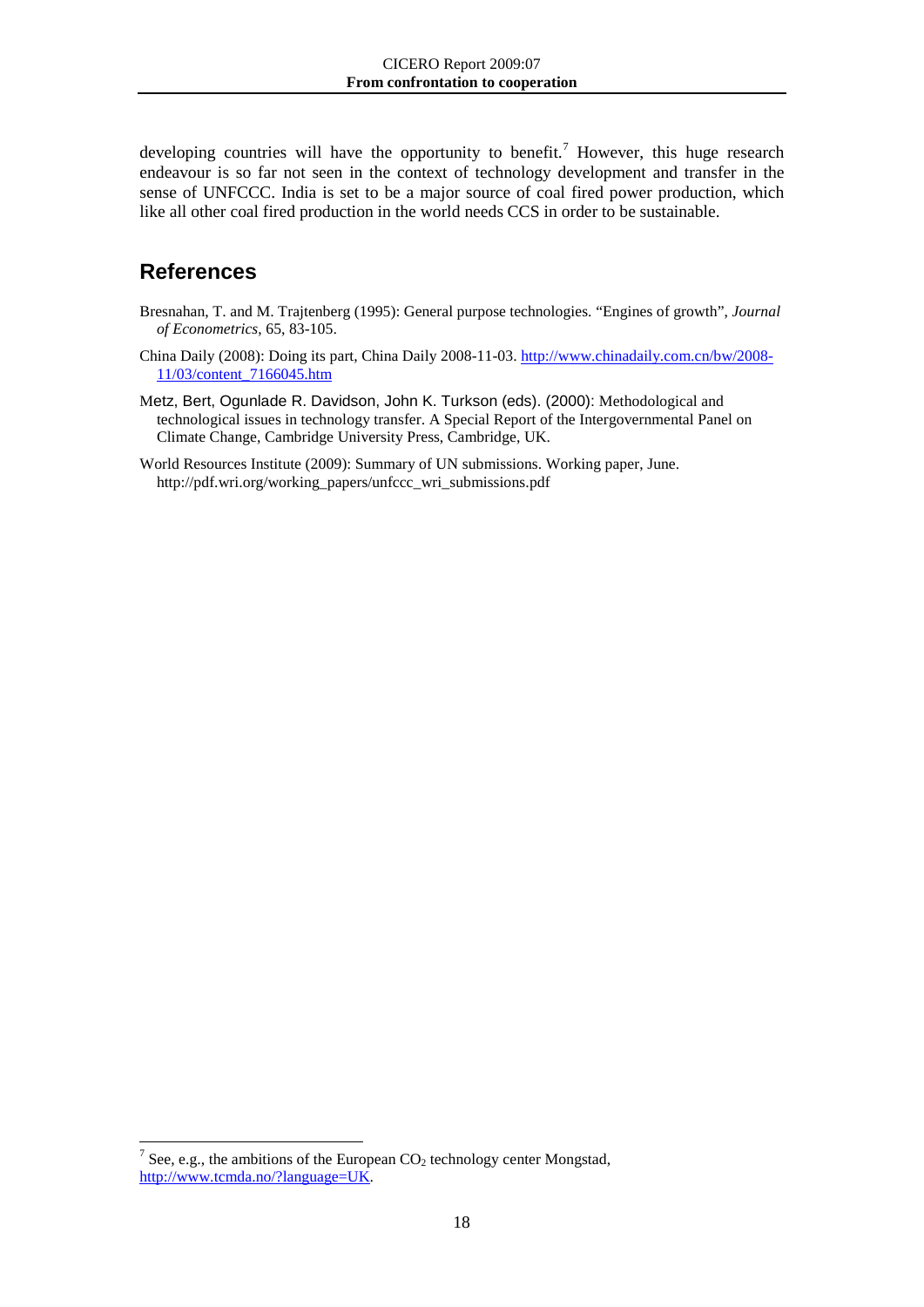developing countries will have the opportunity to benefit.[7] However, this huge research endeavour is so far not seen in the context of technology development and transfer in the sense of UNFCCC. India is set to be a major source of coal fired power production, which like all other coal fired production in the world needs CCS in order to be sustainable.

## References

Bresnahan, T. and M. Trajtenberg (1995): General purpose technologies. "Engines of growth", *Journal of Econometrics*, 65, 83-105.

China Daily (2008): Doing its part, China Daily 2008-11-03. http://www.chinadaily.com.cn/bw/2008-11/03/content_7166045.htm

Metz, Bert, Ogunlade R. Davidson, John K. Turkson (eds). (2000): Methodological and technological issues in technology transfer. A Special Report of the Intergovernmental Panel on Climate Change, Cambridge University Press, Cambridge, UK.

World Resources Institute (2009): Summary of UN submissions. Working paper, June. http://pdf.wri.org/working_papers/unfccc_wri_submissions.pdf

---

[7] See, e.g., the ambitions of the European $CO_2$ technology center Mongstad, http://www.tcmda.no/?language=UK.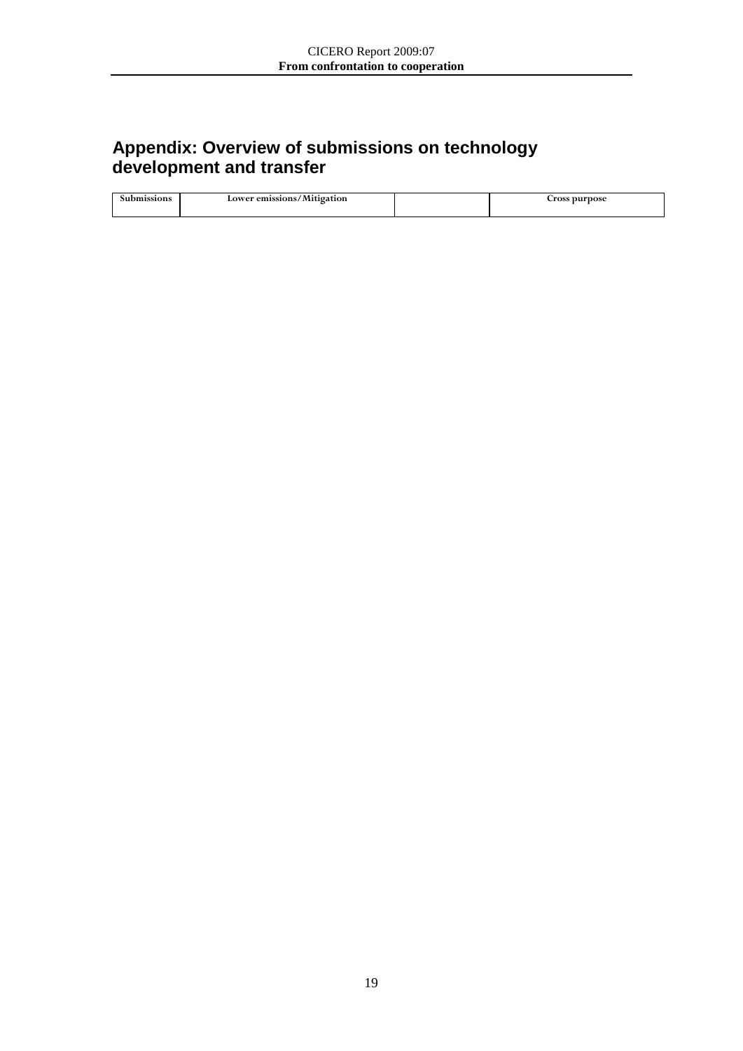## Appendix: Overview of submissions on technology development and transfer

| Submissions | Lower emissions/Mitigation | | Cross purpose |
| --- | --- | --- | --- |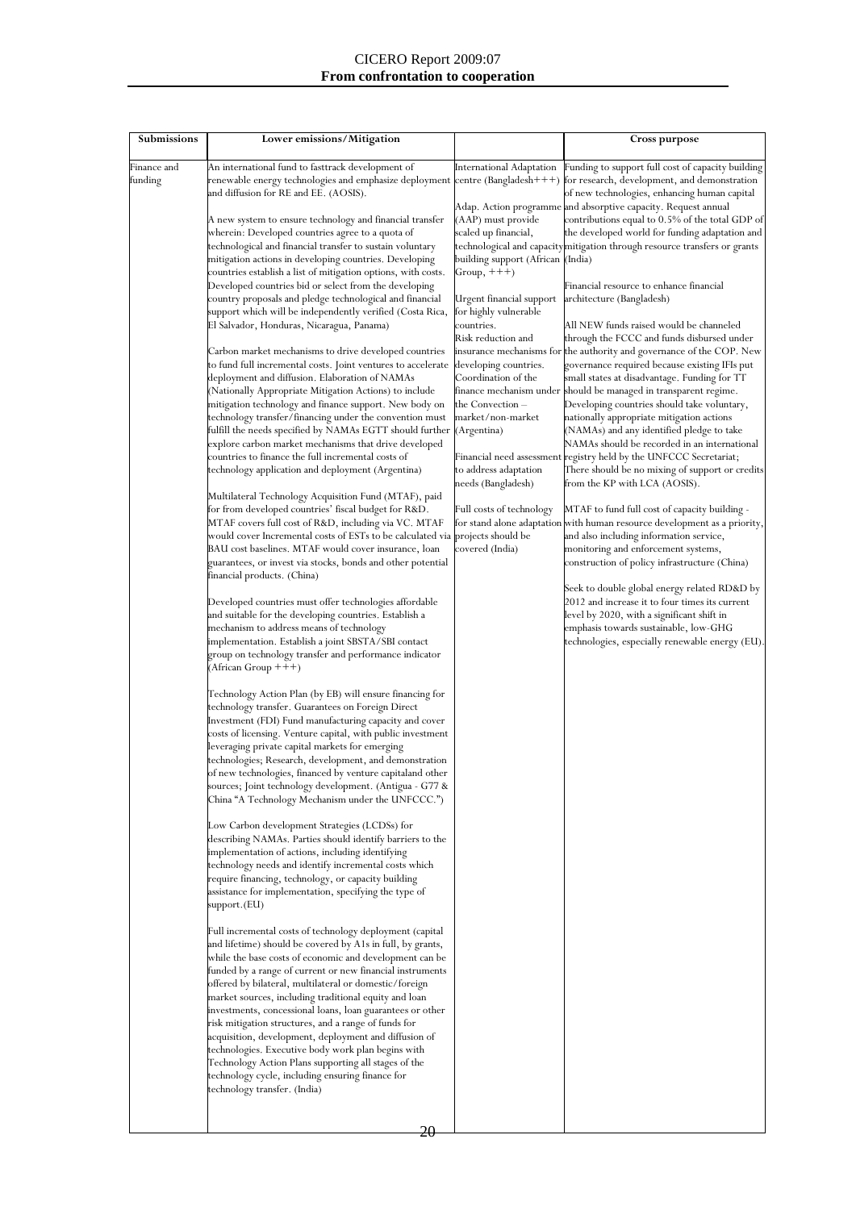| Submissions | Lower emissions/Mitigation | | Cross purpose |
|---|---|---|---|
| Finance and funding | An international fund to fasttrack development of renewable energy technologies and emphasize deployment and diffusion for RE and EE. (AOSIS).<br><br>A new system to ensure technology and financial transfer wherein: Developed countries agree to a quota of technological and financial transfer to sustain voluntary mitigation actions in developing countries. Developing countries establish a list of mitigation options, with costs. Developed countries bid or select from the developing country proposals and pledge technological and financial support which will be independently verified (Costa Rica, El Salvador, Honduras, Nicaragua, Panama)<br><br>Carbon market mechanisms to drive developed countries to fund full incremental costs. Joint ventures to accelerate deployment and diffusion. Elaboration of NAMAs (Nationally Appropriate Mitigation Actions) to include mitigation technology and finance support. New body on technology transfer/financing under the convention must fulfill the needs specified by NAMAs EGTT should further explore carbon market mechanisms that drive developed countries to finance the full incremental costs of technology application and deployment (Argentina)<br><br>Multilateral Technology Acquisition Fund (MTAF), paid for from developed countries' fiscal budget for R&D. MTAF covers full cost of R&D, including via VC. MTAF would cover Incremental costs of ESTs to be calculated via BAU cost baselines. MTAF would cover insurance, loan guarantees, or invest via stocks, bonds and other potential financial products. (China)<br><br>Developed countries must offer technologies affordable and suitable for the developing countries. Establish a mechanism to address means of technology implementation. Establish a joint SBSTA/SBI contact group on technology transfer and performance indicator (African Group +++)<br><br>Technology Action Plan (by EB) will ensure financing for technology transfer. Guarantees on Foreign Direct Investment (FDI) Fund manufacturing capacity and cover costs of licensing. Venture capital, with public investment leveraging private capital markets for emerging technologies; Research, development, and demonstration of new technologies, financed by venture capitaland other sources; Joint technology development. (Antigua - G77 & China "A Technology Mechanism under the UNFCCC.")<br><br>Low Carbon development Strategies (LCDSs) for describing NAMAs. Parties should identify barriers to the implementation of actions, including identifying technology needs and identify incremental costs which require financing, technology, or capacity building assistance for implementation, specifying the type of support.(EU)<br><br>Full incremental costs of technology deployment (capital and lifetime) should be covered by A1s in full, by grants, while the base costs of economic and development can be funded by a range of current or new financial instruments offered by bilateral, multilateral or domestic/foreign market sources, including traditional equity and loan investments, concessional loans, loan guarantees or other risk mitigation structures, and a range of funds for acquisition, development, deployment and diffusion of technologies. Executive body work plan begins with Technology Action Plans supporting all stages of the technology cycle, including ensuring finance for technology transfer. (India) | International Adaptation centre (Bangladesh+++)<br><br>Adap. Action programme (AAP) must provide scaled up financial, technological and capacity building support (African Group, +++)<br><br>Urgent financial support for highly vulnerable countries.<br>Risk reduction and insurance mechanisms for developing countries.<br>Coordination of the finance mechanism under the Convection – market/non-market (Argentina)<br><br>Financial need assessment to address adaptation needs (Bangladesh)<br><br>Full costs of technology for stand alone adaptation projects should be covered (India) | Funding to support full cost of capacity building for research, development, and demonstration of new technologies, enhancing human capital and absorptive capacity. Request annual contributions equal to 0.5% of the total GDP of the developed world for funding adaptation and mitigation through resource transfers or grants (India)<br><br>Financial resource to enhance financial architecture (Bangladesh)<br><br>All NEW funds raised would be channeled through the FCCC and funds disbursed under the authority and governance of the COP. New governance required because existing IFIs put small states at disadvantage. Funding for TT should be managed in transparent regime. Developing countries should take voluntary, nationally appropriate mitigation actions (NAMAs) and any identified pledge to take NAMAs should be recorded in an international registry held by the UNFCCC Secretariat; There should be no mixing of support or credits from the KP with LCA (AOSIS).<br><br>MTAF to fund full cost of capacity building - with human resource development as a priority, and also including information service, monitoring and enforcement systems, construction of policy infrastructure (China)<br><br>Seek to double global energy related RD&D by 2012 and increase it to four times its current level by 2020, with a significant shift in emphasis towards sustainable, low-GHG technologies, especially renewable energy (EU). |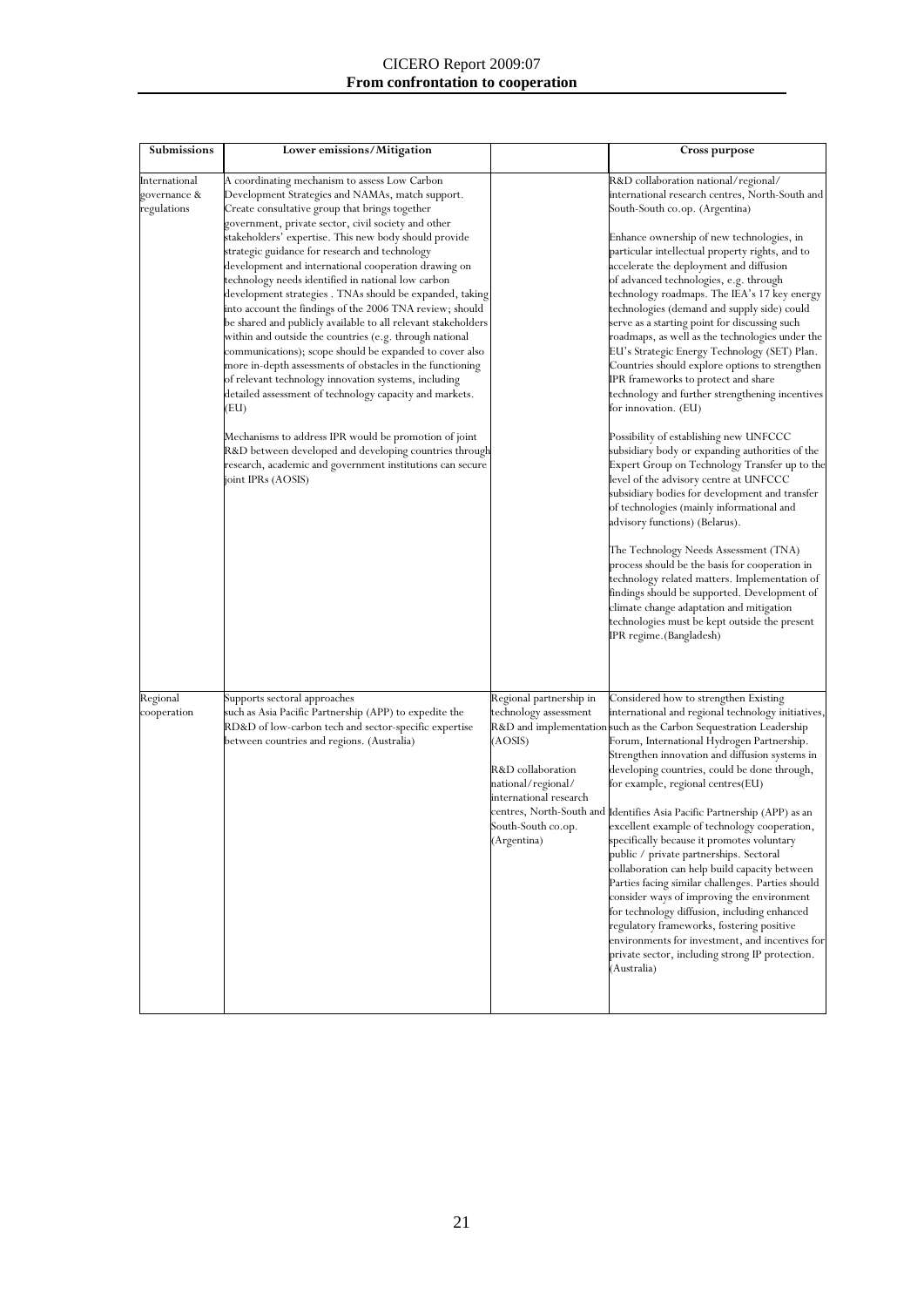| Submissions | Lower emissions/Mitigation | | Cross purpose |
|---|---|---|---|
| International governance & regulations | A coordinating mechanism to assess Low Carbon Development Strategies and NAMAs, match support. Create consultative group that brings together government, private sector, civil society and other stakeholders' expertise. This new body should provide strategic guidance for research and technology development and international cooperation drawing on technology needs identified in national low carbon development strategies . TNAs should be expanded, taking into account the findings of the 2006 TNA review; should be shared and publicly available to all relevant stakeholders within and outside the countries (e.g. through national communications); scope should be expanded to cover also more in-depth assessments of obstacles in the functioning of relevant technology innovation systems, including detailed assessment of technology capacity and markets. (EU)<br><br>Mechanisms to address IPR would be promotion of joint R&D between developed and developing countries through research, academic and government institutions can secure joint IPRs (AOSIS) | | R&D collaboration national/regional/ international research centres, North-South and South-South co.op. (Argentina)<br><br>Enhance ownership of new technologies, in particular intellectual property rights, and to accelerate the deployment and diffusion of advanced technologies, e.g. through technology roadmaps. The IEA's 17 key energy technologies (demand and supply side) could serve as a starting point for discussing such roadmaps, as well as the technologies under the EU's Strategic Energy Technology (SET) Plan. Countries should explore options to strengthen IPR frameworks to protect and share technology and further strengthening incentives for innovation. (EU)<br><br>Possibility of establishing new UNFCCC subsidiary body or expanding authorities of the Expert Group on Technology Transfer up to the level of the advisory centre at UNFCCC subsidiary bodies for development and transfer of technologies (mainly informational and advisory functions) (Belarus).<br><br>The Technology Needs Assessment (TNA) process should be the basis for cooperation in technology related matters. Implementation of findings should be supported. Development of climate change adaptation and mitigation technologies must be kept outside the present IPR regime.(Bangladesh) |
| Regional cooperation | Supports sectoral approaches such as Asia Pacific Partnership (APP) to expedite the RD&D of low-carbon tech and sector-specific expertise between countries and regions. (Australia) | Regional partnership in technology assessment R&D and implementation (AOSIS)<br><br>R&D collaboration national/regional/ international research centres, North-South and South-South co.op. (Argentina) | Considered how to strengthen Existing international and regional technology initiatives, such as the Carbon Sequestration Leadership Forum, International Hydrogen Partnership. Strengthen innovation and diffusion systems in developing countries, could be done through, for example, regional centres(EU)<br><br>Identifies Asia Pacific Partnership (APP) as an excellent example of technology cooperation, specifically because it promotes voluntary public / private partnerships. Sectoral collaboration can help build capacity between Parties facing similar challenges. Parties should consider ways of improving the environment for technology diffusion, including enhanced regulatory frameworks, fostering positive environments for investment, and incentives for private sector, including strong IP protection. (Australia) |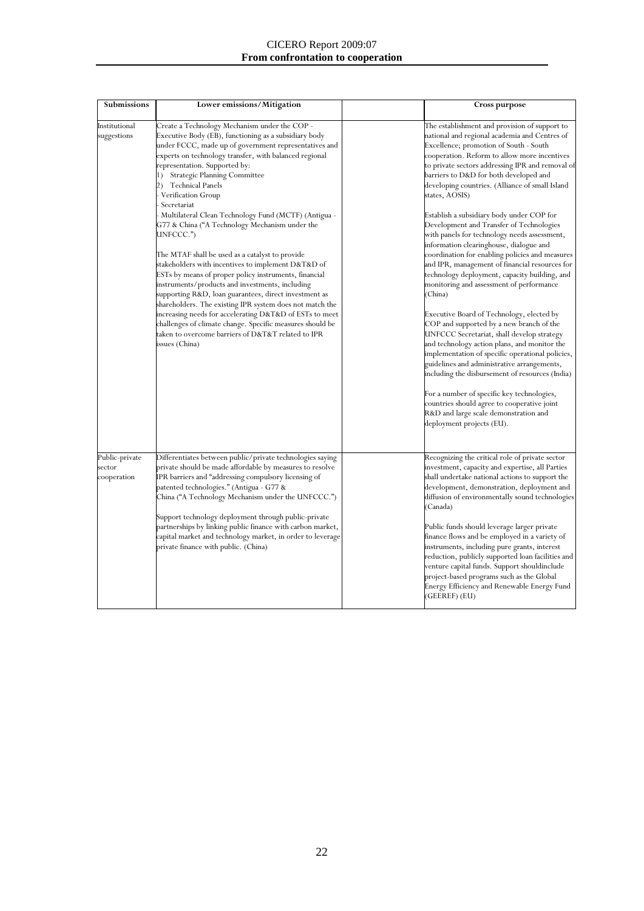| Submissions | Lower emissions/Mitigation | | Cross purpose |
|---|---|---|---|
| Institutional suggestions | Create a Technology Mechanism under the COP - Executive Body (EB), functioning as a subsidiary body under FCCC, made up of government representatives and experts on technology transfer, with balanced regional representation. Supported by:<br>1) Strategic Planning Committee<br>2) Technical Panels<br>- Verification Group<br>- Secretariat<br>- Multilateral Clean Technology Fund (MCTF) (Antigua - G77 & China ("A Technology Mechanism under the UNFCCC.")<br><br>The MTAF shall be used as a catalyst to provide stakeholders with incentives to implement D&T&D of ESTs by means of proper policy instruments, financial instruments/products and investments, including supporting R&D, loan guarantees, direct investment as shareholders. The existing IPR system does not match the increasing needs for accelerating D&T&D of ESTs to meet challenges of climate change. Specific measures should be taken to overcome barriers of D&T&T related to IPR issues (China) | | The establishment and provision of support to national and regional academia and Centres of Excellence; promotion of South - South cooperation. Reform to allow more incentives to private sectors addressing IPR and removal of barriers to D&D for both developed and developing countries. (Alliance of small Island states, AOSIS)<br><br>Establish a subsidiary body under COP for Development and Transfer of Technologies with panels for technology needs assessment, information clearinghouse, dialogue and coordination for enabling policies and measures and IPR, management of financial resources for technology deployment, capacity building, and monitoring and assessment of performance (China)<br><br>Executive Board of Technology, elected by COP and supported by a new branch of the UNFCCC Secretariat, shall develop strategy and technology action plans, and monitor the implementation of specific operational policies, guidelines and administrative arrangements, including the disbursement of resources (India)<br><br>For a number of specific key technologies, countries should agree to cooperative joint R&D and large scale demonstration and deployment projects (EU). |
| Public-private sector cooperation | Differentiates between public/private technologies saying private should be made affordable by measures to resolve IPR barriers and "addressing compulsory licensing of patented technologies." (Antigua - G77 & China ("A Technology Mechanism under the UNFCCC.")<br><br>Support technology deployment through public-private partnerships by linking public finance with carbon market, capital market and technology market, in order to leverage private finance with public. (China) | | Recognizing the critical role of private sector investment, capacity and expertise, all Parties shall undertake national actions to support the development, demonstration, deployment and diffusion of environmentally sound technologies (Canada)<br><br>Public funds should leverage larger private finance flows and be employed in a variety of instruments, including pure grants, interest reduction, publicly supported loan facilities and venture capital funds. Support shouldinclude project-based programs such as the Global Energy Efficiency and Renewable Energy Fund (GEEREF) (EU) |